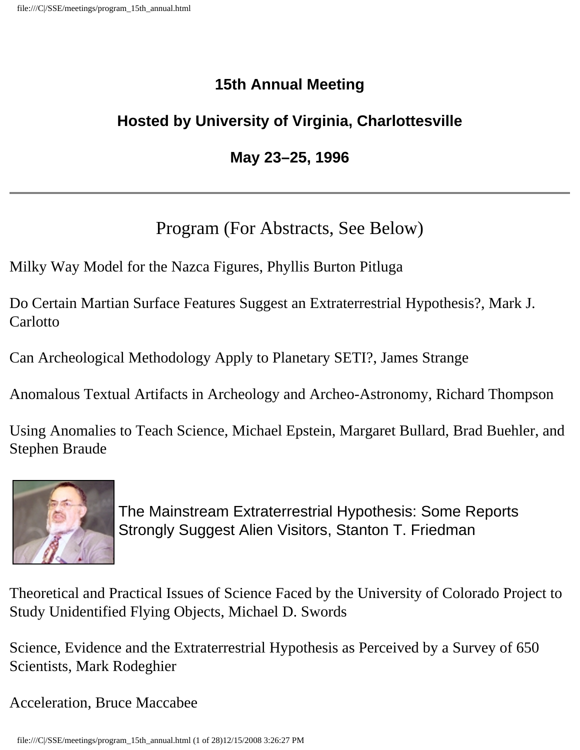## 15th Annual Meeting

## Hosted by University of Virginia, Charlottesville

## May 23–25, 1996

---

# Program (For Abstracts, See Below)

Milky Way Model for the Nazca Figures, Phyllis Burton Pitluga

Do Certain Martian Surface Features Suggest an Extraterrestrial Hypothesis?, Mark J. Carlotto

Can Archeological Methodology Apply to Planetary SETI?, James Strange

Anomalous Textual Artifacts in Archeology and Archeo-Astronomy, Richard Thompson

Using Anomalies to Teach Science, Michael Epstein, Margaret Bullard, Brad Buehler, and Stephen Braude

The Mainstream Extraterrestrial Hypothesis: Some Reports Strongly Suggest Alien Visitors, Stanton T. Friedman

Theoretical and Practical Issues of Science Faced by the University of Colorado Project to Study Unidentified Flying Objects, Michael D. Swords

Science, Evidence and the Extraterrestrial Hypothesis as Perceived by a Survey of 650 Scientists, Mark Rodeghier

Acceleration, Bruce Maccabee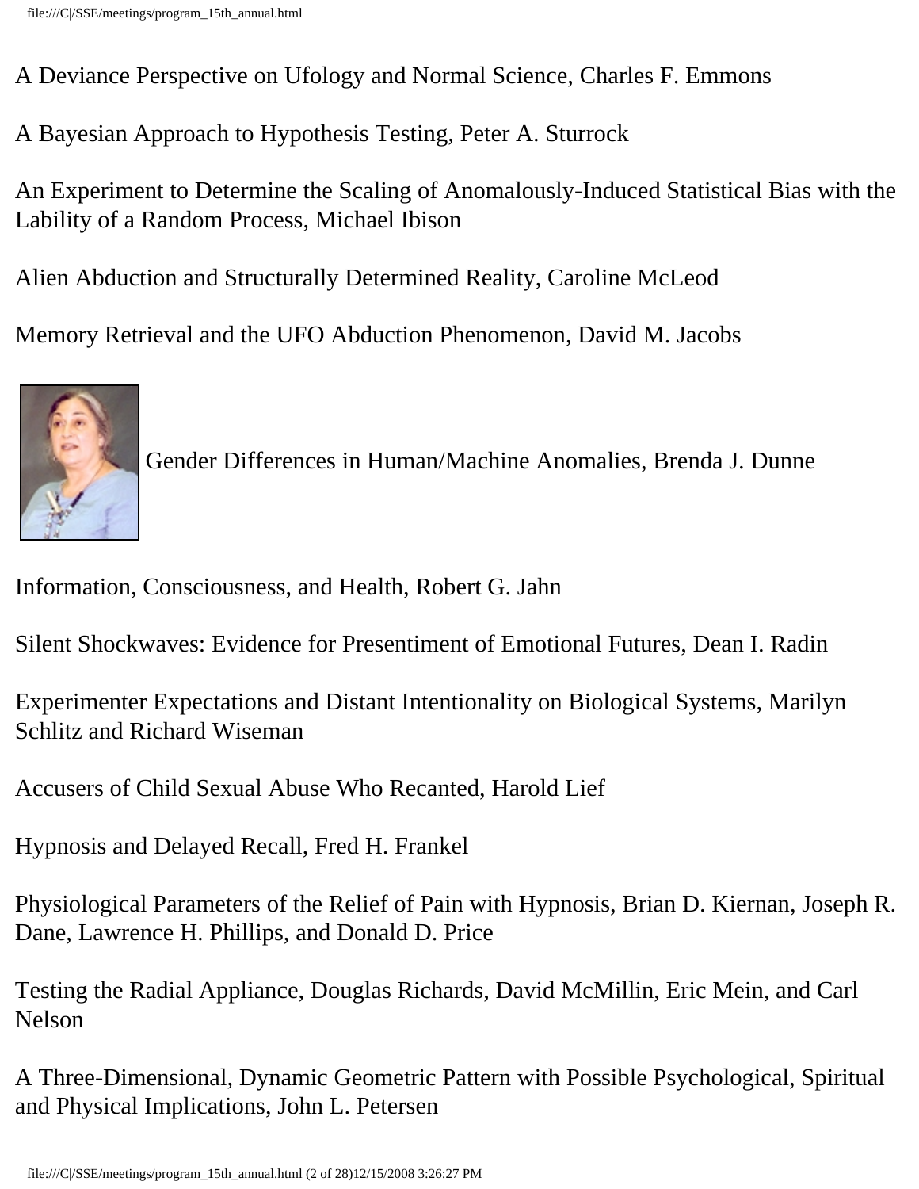A Deviance Perspective on Ufology and Normal Science, Charles F. Emmons

A Bayesian Approach to Hypothesis Testing, Peter A. Sturrock

An Experiment to Determine the Scaling of Anomalously-Induced Statistical Bias with the Lability of a Random Process, Michael Ibison

Alien Abduction and Structurally Determined Reality, Caroline McLeod

Memory Retrieval and the UFO Abduction Phenomenon, David M. Jacobs

Gender Differences in Human/Machine Anomalies, Brenda J. Dunne

Information, Consciousness, and Health, Robert G. Jahn

Silent Shockwaves: Evidence for Presentiment of Emotional Futures, Dean I. Radin

Experimenter Expectations and Distant Intentionality on Biological Systems, Marilyn Schlitz and Richard Wiseman

Accusers of Child Sexual Abuse Who Recanted, Harold Lief

Hypnosis and Delayed Recall, Fred H. Frankel

Physiological Parameters of the Relief of Pain with Hypnosis, Brian D. Kiernan, Joseph R. Dane, Lawrence H. Phillips, and Donald D. Price

Testing the Radial Appliance, Douglas Richards, David McMillin, Eric Mein, and Carl Nelson

A Three-Dimensional, Dynamic Geometric Pattern with Possible Psychological, Spiritual and Physical Implications, John L. Petersen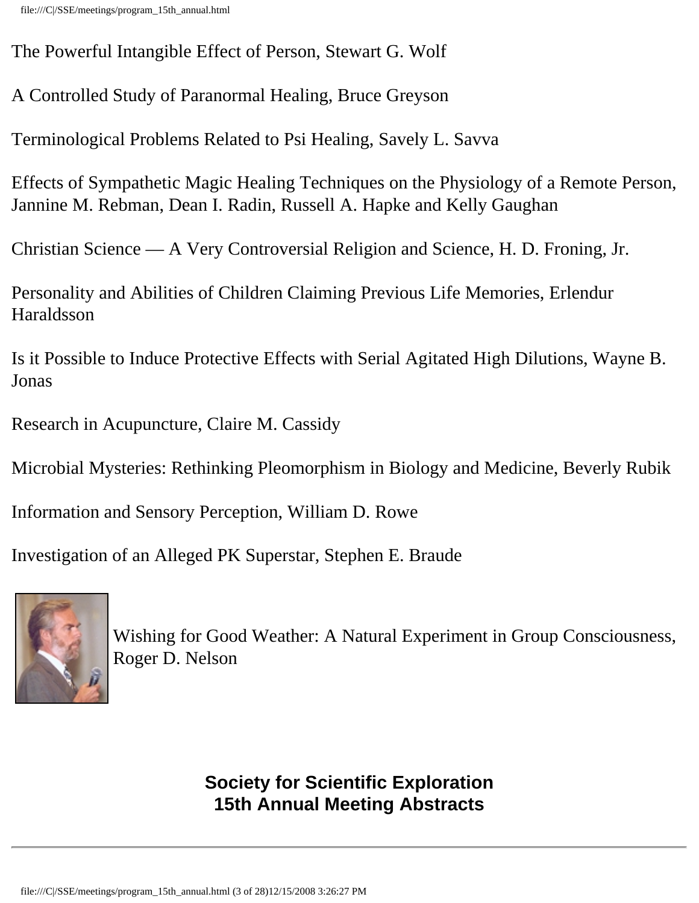The Powerful Intangible Effect of Person, Stewart G. Wolf

A Controlled Study of Paranormal Healing, Bruce Greyson

Terminological Problems Related to Psi Healing, Savely L. Savva

Effects of Sympathetic Magic Healing Techniques on the Physiology of a Remote Person, Jannine M. Rebman, Dean I. Radin, Russell A. Hapke and Kelly Gaughan

Christian Science — A Very Controversial Religion and Science, H. D. Froning, Jr.

Personality and Abilities of Children Claiming Previous Life Memories, Erlendur Haraldsson

Is it Possible to Induce Protective Effects with Serial Agitated High Dilutions, Wayne B. Jonas

Research in Acupuncture, Claire M. Cassidy

Microbial Mysteries: Rethinking Pleomorphism in Biology and Medicine, Beverly Rubik

Information and Sensory Perception, William D. Rowe

Investigation of an Alleged PK Superstar, Stephen E. Braude

Wishing for Good Weather: A Natural Experiment in Group Consciousness, Roger D. Nelson

## Society for Scientific Exploration 15th Annual Meeting Abstracts

---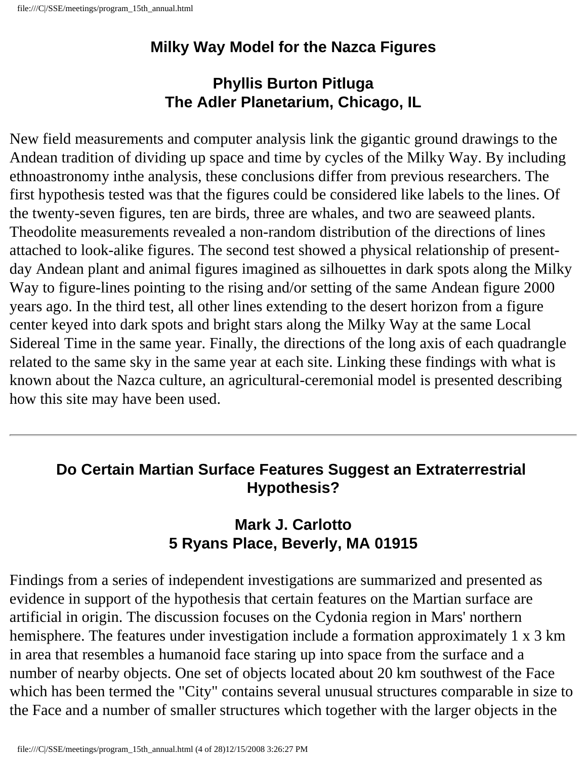## Milky Way Model for the Nazca Figures

### Phyllis Burton Pitluga
### The Adler Planetarium, Chicago, IL

New field measurements and computer analysis link the gigantic ground drawings to the Andean tradition of dividing up space and time by cycles of the Milky Way. By including ethnoastronomy inthe analysis, these conclusions differ from previous researchers. The first hypothesis tested was that the figures could be considered like labels to the lines. Of the twenty-seven figures, ten are birds, three are whales, and two are seaweed plants. Theodolite measurements revealed a non-random distribution of the directions of lines attached to look-alike figures. The second test showed a physical relationship of present-day Andean plant and animal figures imagined as silhouettes in dark spots along the Milky Way to figure-lines pointing to the rising and/or setting of the same Andean figure 2000 years ago. In the third test, all other lines extending to the desert horizon from a figure center keyed into dark spots and bright stars along the Milky Way at the same Local Sidereal Time in the same year. Finally, the directions of the long axis of each quadrangle related to the same sky in the same year at each site. Linking these findings with what is known about the Nazca culture, an agricultural-ceremonial model is presented describing how this site may have been used.

---

## Do Certain Martian Surface Features Suggest an Extraterrestrial Hypothesis?

### Mark J. Carlotto
### 5 Ryans Place, Beverly, MA 01915

Findings from a series of independent investigations are summarized and presented as evidence in support of the hypothesis that certain features on the Martian surface are artificial in origin. The discussion focuses on the Cydonia region in Mars' northern hemisphere. The features under investigation include a formation approximately 1 x 3 km in area that resembles a humanoid face staring up into space from the surface and a number of nearby objects. One set of objects located about 20 km southwest of the Face which has been termed the "City" contains several unusual structures comparable in size to the Face and a number of smaller structures which together with the larger objects in the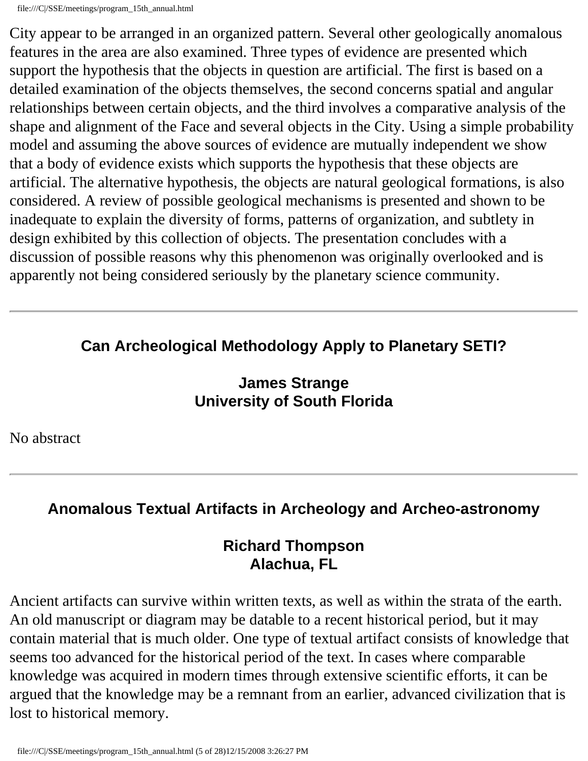City appear to be arranged in an organized pattern. Several other geologically anomalous features in the area are also examined. Three types of evidence are presented which support the hypothesis that the objects in question are artificial. The first is based on a detailed examination of the objects themselves, the second concerns spatial and angular relationships between certain objects, and the third involves a comparative analysis of the shape and alignment of the Face and several objects in the City. Using a simple probability model and assuming the above sources of evidence are mutually independent we show that a body of evidence exists which supports the hypothesis that these objects are artificial. The alternative hypothesis, the objects are natural geological formations, is also considered. A review of possible geological mechanisms is presented and shown to be inadequate to explain the diversity of forms, patterns of organization, and subtlety in design exhibited by this collection of objects. The presentation concludes with a discussion of possible reasons why this phenomenon was originally overlooked and is apparently not being considered seriously by the planetary science community.

---

## Can Archeological Methodology Apply to Planetary SETI?

**James Strange**
**University of South Florida**

No abstract

---

## Anomalous Textual Artifacts in Archeology and Archeo-astronomy

**Richard Thompson**
**Alachua, FL**

Ancient artifacts can survive within written texts, as well as within the strata of the earth. An old manuscript or diagram may be datable to a recent historical period, but it may contain material that is much older. One type of textual artifact consists of knowledge that seems too advanced for the historical period of the text. In cases where comparable knowledge was acquired in modern times through extensive scientific efforts, it can be argued that the knowledge may be a remnant from an earlier, advanced civilization that is lost to historical memory.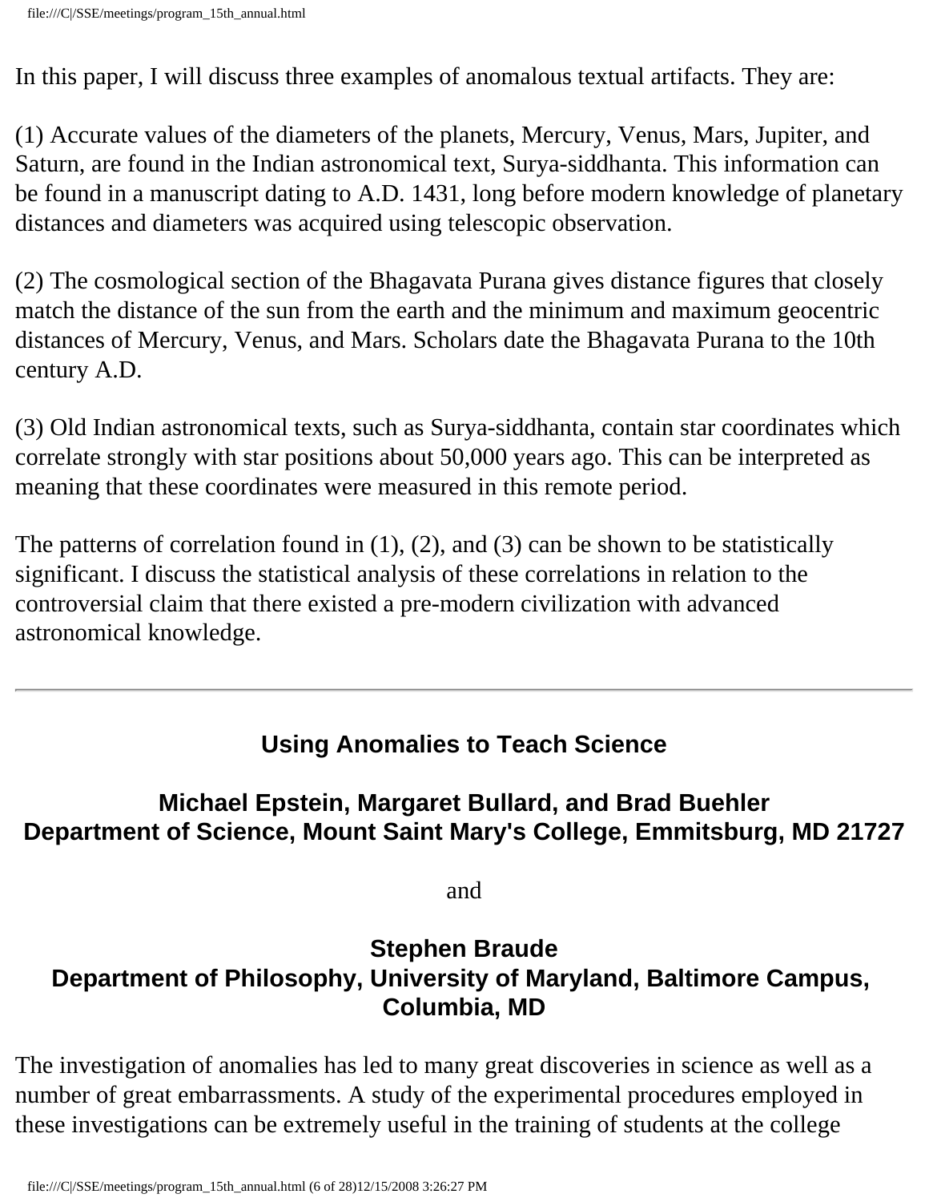In this paper, I will discuss three examples of anomalous textual artifacts. They are:

(1) Accurate values of the diameters of the planets, Mercury, Venus, Mars, Jupiter, and Saturn, are found in the Indian astronomical text, Surya-siddhanta. This information can be found in a manuscript dating to A.D. 1431, long before modern knowledge of planetary distances and diameters was acquired using telescopic observation.

(2) The cosmological section of the Bhagavata Purana gives distance figures that closely match the distance of the sun from the earth and the minimum and maximum geocentric distances of Mercury, Venus, and Mars. Scholars date the Bhagavata Purana to the 10th century A.D.

(3) Old Indian astronomical texts, such as Surya-siddhanta, contain star coordinates which correlate strongly with star positions about 50,000 years ago. This can be interpreted as meaning that these coordinates were measured in this remote period.

The patterns of correlation found in (1), (2), and (3) can be shown to be statistically significant. I discuss the statistical analysis of these correlations in relation to the controversial claim that there existed a pre-modern civilization with advanced astronomical knowledge.

---

### Using Anomalies to Teach Science

**Michael Epstein, Margaret Bullard, and Brad Buehler**
**Department of Science, Mount Saint Mary's College, Emmitsburg, MD 21727**

and

**Stephen Braude**
**Department of Philosophy, University of Maryland, Baltimore Campus, Columbia, MD**

The investigation of anomalies has led to many great discoveries in science as well as a number of great embarrassments. A study of the experimental procedures employed in these investigations can be extremely useful in the training of students at the college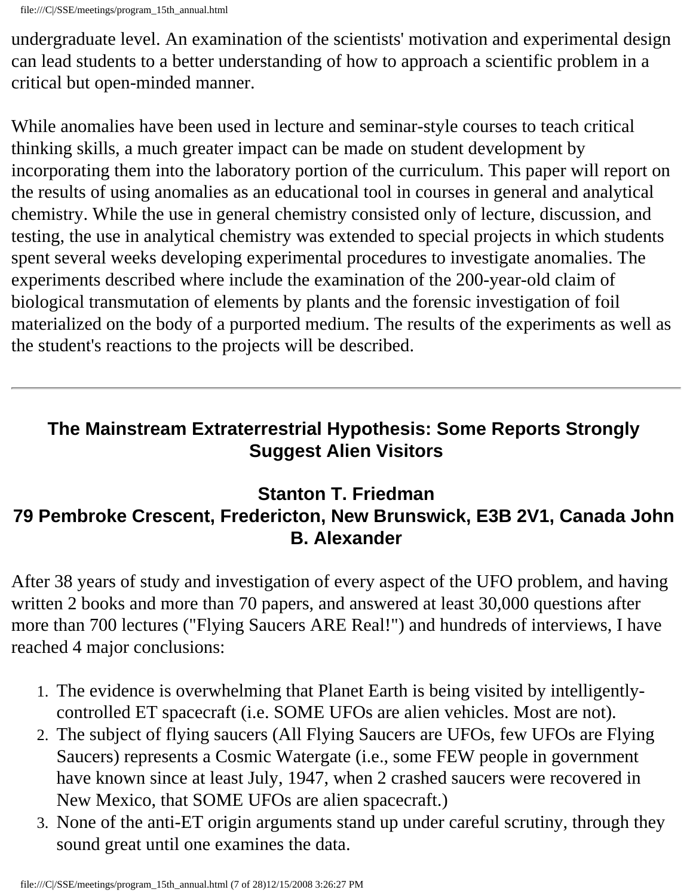undergraduate level. An examination of the scientists' motivation and experimental design can lead students to a better understanding of how to approach a scientific problem in a critical but open-minded manner.

While anomalies have been used in lecture and seminar-style courses to teach critical thinking skills, a much greater impact can be made on student development by incorporating them into the laboratory portion of the curriculum. This paper will report on the results of using anomalies as an educational tool in courses in general and analytical chemistry. While the use in general chemistry consisted only of lecture, discussion, and testing, the use in analytical chemistry was extended to special projects in which students spent several weeks developing experimental procedures to investigate anomalies. The experiments described where include the examination of the 200-year-old claim of biological transmutation of elements by plants and the forensic investigation of foil materialized on the body of a purported medium. The results of the experiments as well as the student's reactions to the projects will be described.

---

### The Mainstream Extraterrestrial Hypothesis: Some Reports Strongly Suggest Alien Visitors

### Stanton T. Friedman
### 79 Pembroke Crescent, Fredericton, New Brunswick, E3B 2V1, Canada John B. Alexander

After 38 years of study and investigation of every aspect of the UFO problem, and having written 2 books and more than 70 papers, and answered at least 30,000 questions after more than 700 lectures ("Flying Saucers ARE Real!") and hundreds of interviews, I have reached 4 major conclusions:

1. The evidence is overwhelming that Planet Earth is being visited by intelligently-controlled ET spacecraft (i.e. SOME UFOs are alien vehicles. Most are not).
2. The subject of flying saucers (All Flying Saucers are UFOs, few UFOs are Flying Saucers) represents a Cosmic Watergate (i.e., some FEW people in government have known since at least July, 1947, when 2 crashed saucers were recovered in New Mexico, that SOME UFOs are alien spacecraft.)
3. None of the anti-ET origin arguments stand up under careful scrutiny, through they sound great until one examines the data.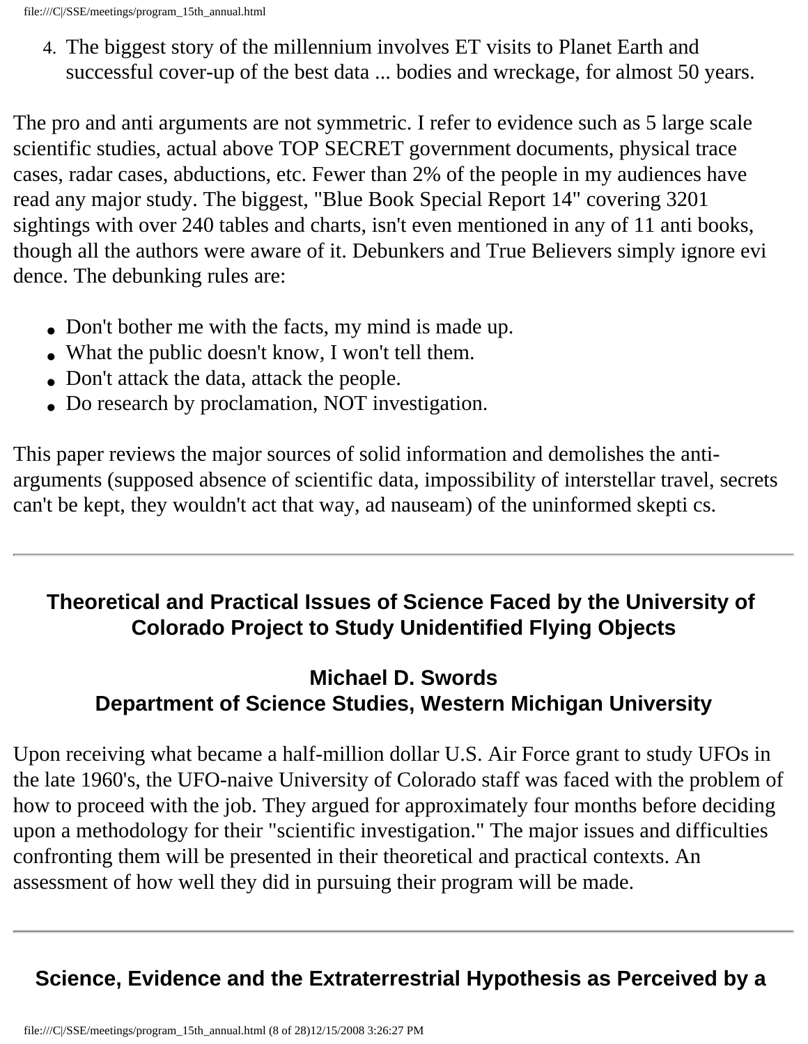4. The biggest story of the millennium involves ET visits to Planet Earth and successful cover-up of the best data ... bodies and wreckage, for almost 50 years.

The pro and anti arguments are not symmetric. I refer to evidence such as 5 large scale scientific studies, actual above TOP SECRET government documents, physical trace cases, radar cases, abductions, etc. Fewer than 2% of the people in my audiences have read any major study. The biggest, "Blue Book Special Report 14" covering 3201 sightings with over 240 tables and charts, isn't even mentioned in any of 11 anti books, though all the authors were aware of it. Debunkers and True Believers simply ignore evi dence. The debunking rules are:

- Don't bother me with the facts, my mind is made up.
- What the public doesn't know, I won't tell them.
- Don't attack the data, attack the people.
- Do research by proclamation, NOT investigation.

This paper reviews the major sources of solid information and demolishes the anti-arguments (supposed absence of scientific data, impossibility of interstellar travel, secrets can't be kept, they wouldn't act that way, ad nauseam) of the uninformed skepti cs.

---

### Theoretical and Practical Issues of Science Faced by the University of Colorado Project to Study Unidentified Flying Objects

### Michael D. Swords
### Department of Science Studies, Western Michigan University

Upon receiving what became a half-million dollar U.S. Air Force grant to study UFOs in the late 1960's, the UFO-naive University of Colorado staff was faced with the problem of how to proceed with the job. They argued for approximately four months before deciding upon a methodology for their "scientific investigation." The major issues and difficulties confronting them will be presented in their theoretical and practical contexts. An assessment of how well they did in pursuing their program will be made.

---

### Science, Evidence and the Extraterrestrial Hypothesis as Perceived by a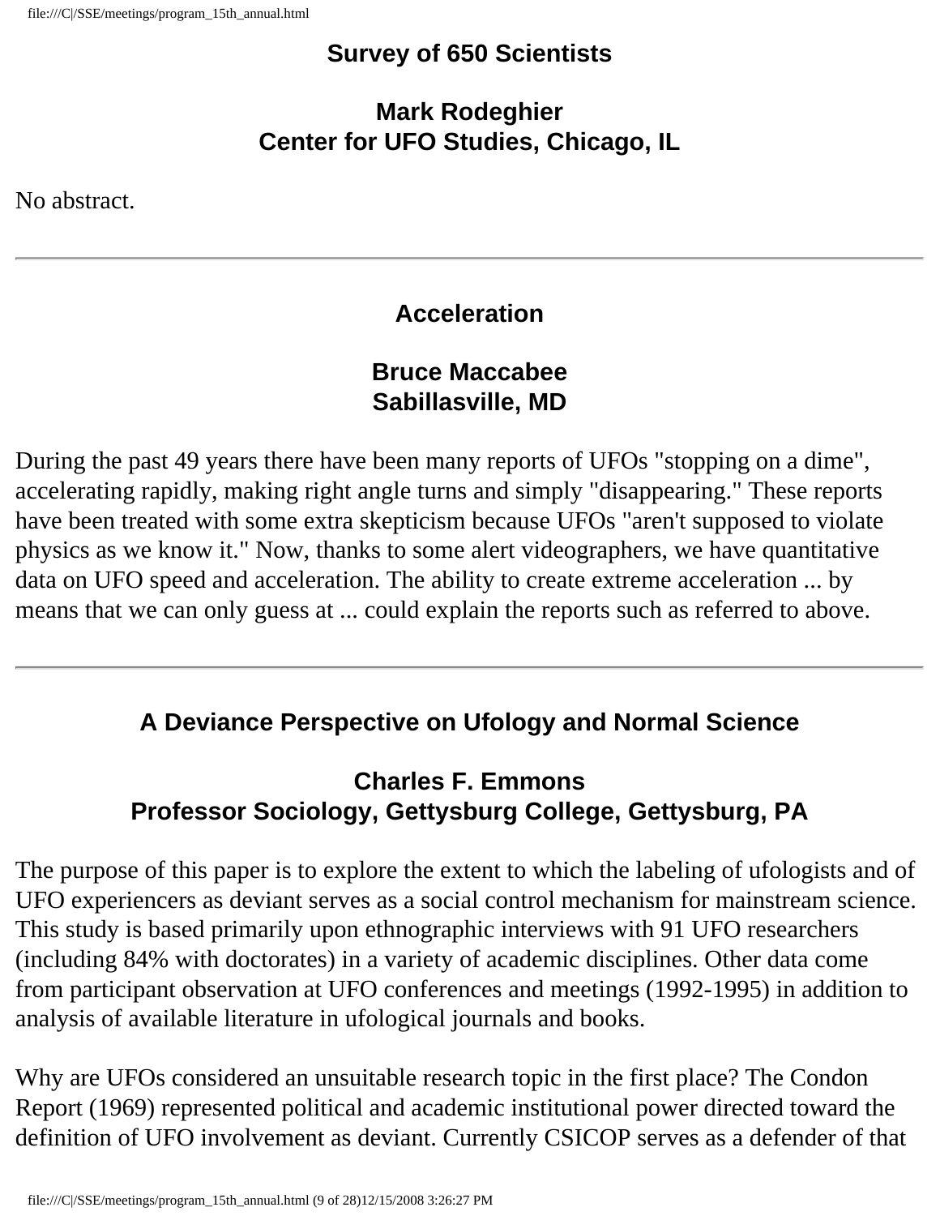## Survey of 650 Scientists

### Mark Rodeghier
### Center for UFO Studies, Chicago, IL

No abstract.

---

## Acceleration

### Bruce Maccabee
### Sabillasville, MD

During the past 49 years there have been many reports of UFOs "stopping on a dime", accelerating rapidly, making right angle turns and simply "disappearing." These reports have been treated with some extra skepticism because UFOs "aren't supposed to violate physics as we know it." Now, thanks to some alert videographers, we have quantitative data on UFO speed and acceleration. The ability to create extreme acceleration ... by means that we can only guess at ... could explain the reports such as referred to above.

---

## A Deviance Perspective on Ufology and Normal Science

### Charles F. Emmons
### Professor Sociology, Gettysburg College, Gettysburg, PA

The purpose of this paper is to explore the extent to which the labeling of ufologists and of UFO experiencers as deviant serves as a social control mechanism for mainstream science. This study is based primarily upon ethnographic interviews with 91 UFO researchers (including 84% with doctorates) in a variety of academic disciplines. Other data come from participant observation at UFO conferences and meetings (1992-1995) in addition to analysis of available literature in ufological journals and books.

Why are UFOs considered an unsuitable research topic in the first place? The Condon Report (1969) represented political and academic institutional power directed toward the definition of UFO involvement as deviant. Currently CSICOP serves as a defender of that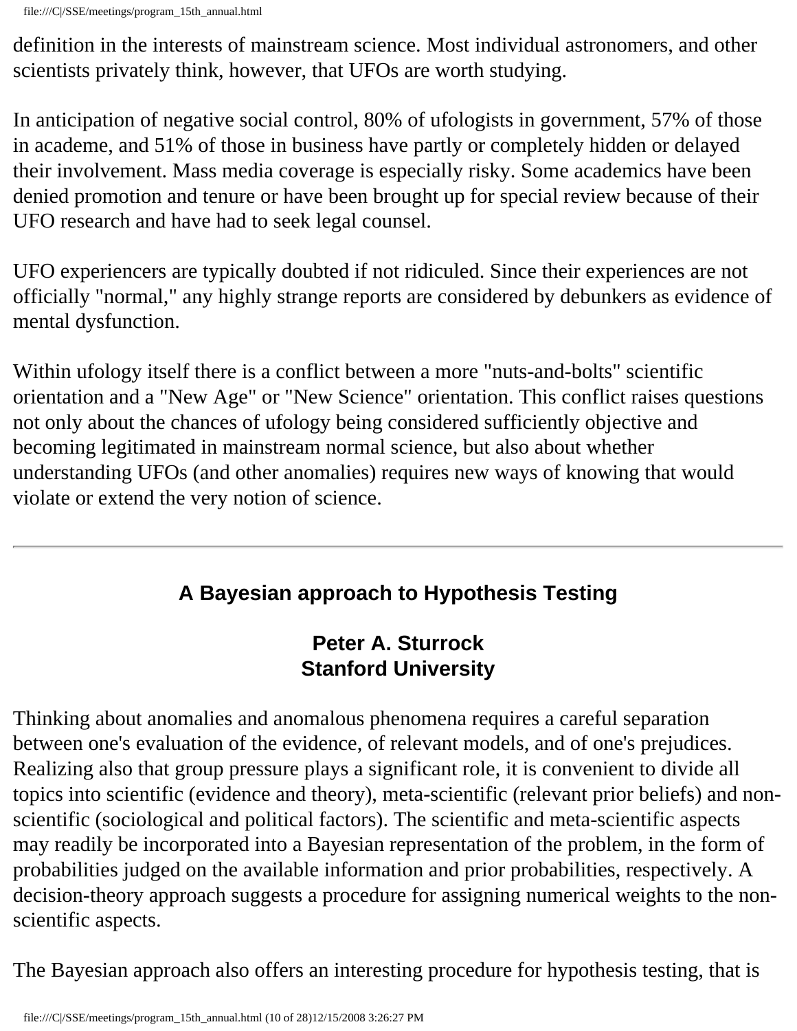definition in the interests of mainstream science. Most individual astronomers, and other scientists privately think, however, that UFOs are worth studying.

In anticipation of negative social control, 80% of ufologists in government, 57% of those in academe, and 51% of those in business have partly or completely hidden or delayed their involvement. Mass media coverage is especially risky. Some academics have been denied promotion and tenure or have been brought up for special review because of their UFO research and have had to seek legal counsel.

UFO experiencers are typically doubted if not ridiculed. Since their experiences are not officially "normal," any highly strange reports are considered by debunkers as evidence of mental dysfunction.

Within ufology itself there is a conflict between a more "nuts-and-bolts" scientific orientation and a "New Age" or "New Science" orientation. This conflict raises questions not only about the chances of ufology being considered sufficiently objective and becoming legitimated in mainstream normal science, but also about whether understanding UFOs (and other anomalies) requires new ways of knowing that would violate or extend the very notion of science.

---

## A Bayesian approach to Hypothesis Testing

**Peter A. Sturrock**
**Stanford University**

Thinking about anomalies and anomalous phenomena requires a careful separation between one's evaluation of the evidence, of relevant models, and of one's prejudices. Realizing also that group pressure plays a significant role, it is convenient to divide all topics into scientific (evidence and theory), meta-scientific (relevant prior beliefs) and non-scientific (sociological and political factors). The scientific and meta-scientific aspects may readily be incorporated into a Bayesian representation of the problem, in the form of probabilities judged on the available information and prior probabilities, respectively. A decision-theory approach suggests a procedure for assigning numerical weights to the non-scientific aspects.

The Bayesian approach also offers an interesting procedure for hypothesis testing, that is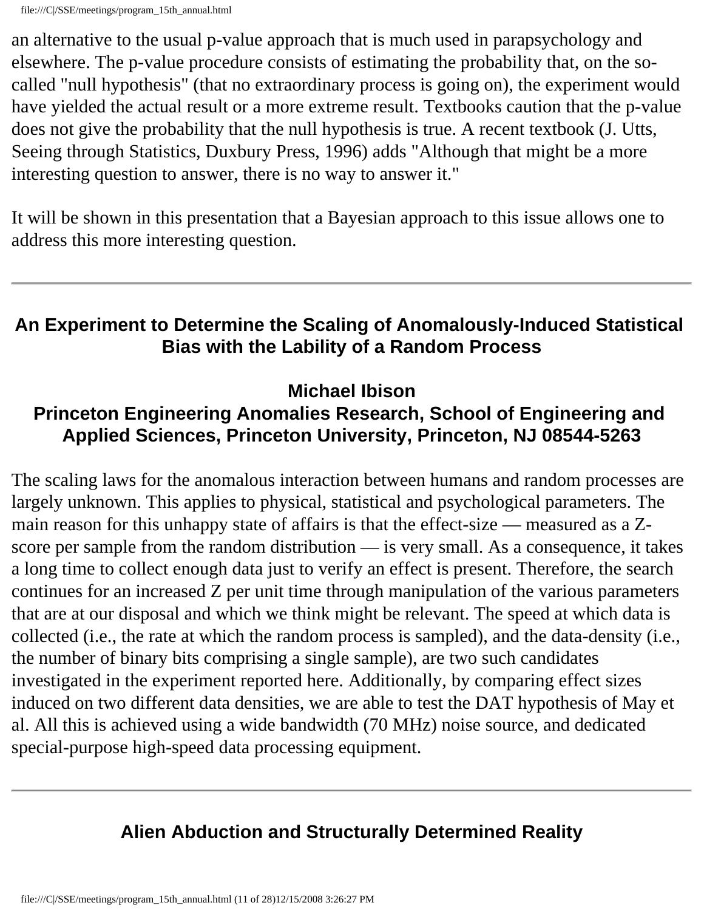an alternative to the usual p-value approach that is much used in parapsychology and elsewhere. The p-value procedure consists of estimating the probability that, on the so-called "null hypothesis" (that no extraordinary process is going on), the experiment would have yielded the actual result or a more extreme result. Textbooks caution that the p-value does not give the probability that the null hypothesis is true. A recent textbook (J. Utts, Seeing through Statistics, Duxbury Press, 1996) adds "Although that might be a more interesting question to answer, there is no way to answer it."

It will be shown in this presentation that a Bayesian approach to this issue allows one to address this more interesting question.

---

## An Experiment to Determine the Scaling of Anomalously-Induced Statistical Bias with the Lability of a Random Process

### Michael Ibison
### Princeton Engineering Anomalies Research, School of Engineering and Applied Sciences, Princeton University, Princeton, NJ 08544-5263

The scaling laws for the anomalous interaction between humans and random processes are largely unknown. This applies to physical, statistical and psychological parameters. The main reason for this unhappy state of affairs is that the effect-size — measured as a Z-score per sample from the random distribution — is very small. As a consequence, it takes a long time to collect enough data just to verify an effect is present. Therefore, the search continues for an increased Z per unit time through manipulation of the various parameters that are at our disposal and which we think might be relevant. The speed at which data is collected (i.e., the rate at which the random process is sampled), and the data-density (i.e., the number of binary bits comprising a single sample), are two such candidates investigated in the experiment reported here. Additionally, by comparing effect sizes induced on two different data densities, we are able to test the DAT hypothesis of May et al. All this is achieved using a wide bandwidth (70 MHz) noise source, and dedicated special-purpose high-speed data processing equipment.

---

## Alien Abduction and Structurally Determined Reality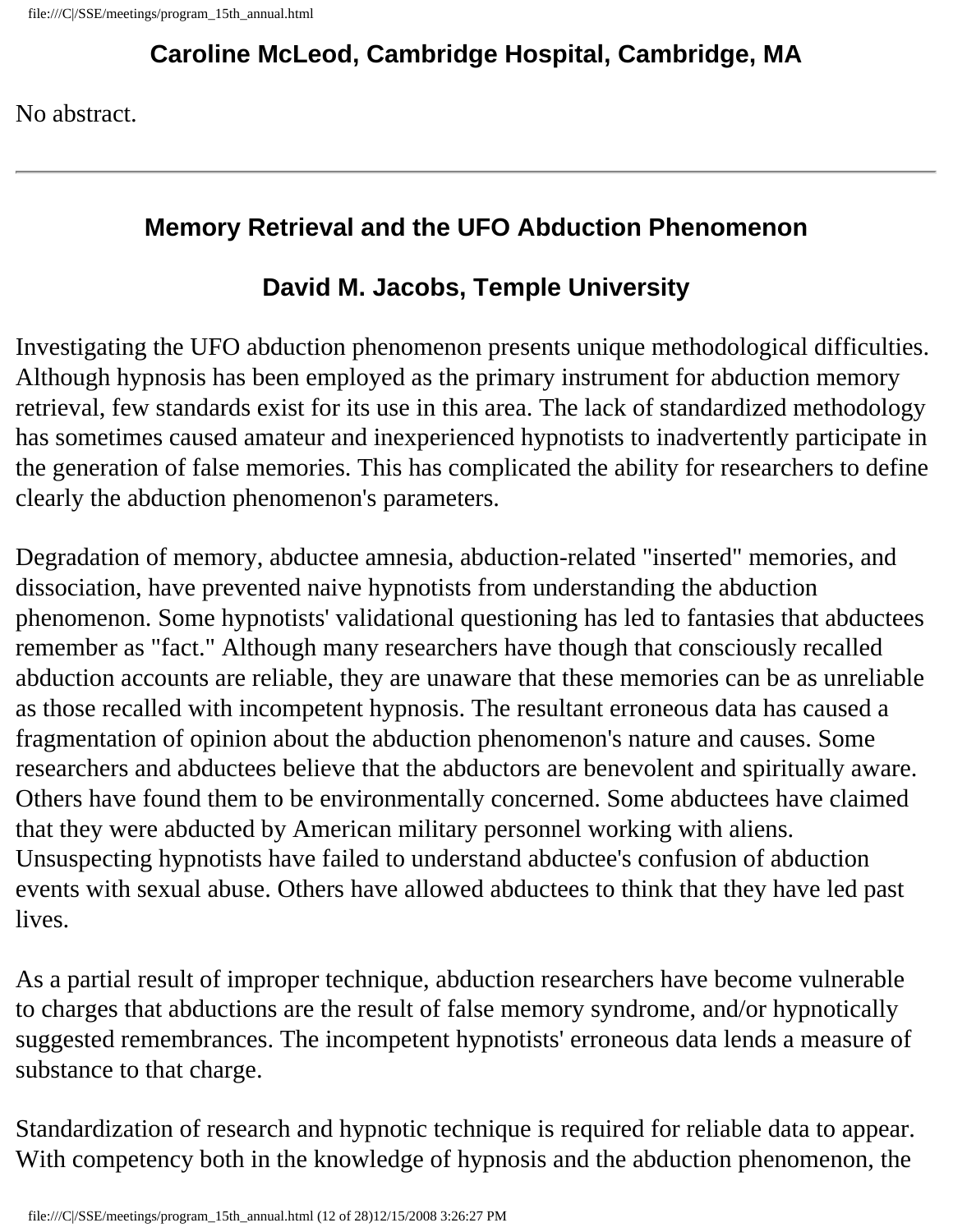### Caroline McLeod, Cambridge Hospital, Cambridge, MA

No abstract.

---

### Memory Retrieval and the UFO Abduction Phenomenon

### David M. Jacobs, Temple University

Investigating the UFO abduction phenomenon presents unique methodological difficulties. Although hypnosis has been employed as the primary instrument for abduction memory retrieval, few standards exist for its use in this area. The lack of standardized methodology has sometimes caused amateur and inexperienced hypnotists to inadvertently participate in the generation of false memories. This has complicated the ability for researchers to define clearly the abduction phenomenon's parameters.

Degradation of memory, abductee amnesia, abduction-related "inserted" memories, and dissociation, have prevented naive hypnotists from understanding the abduction phenomenon. Some hypnotists' validational questioning has led to fantasies that abductees remember as "fact." Although many researchers have though that consciously recalled abduction accounts are reliable, they are unaware that these memories can be as unreliable as those recalled with incompetent hypnosis. The resultant erroneous data has caused a fragmentation of opinion about the abduction phenomenon's nature and causes. Some researchers and abductees believe that the abductors are benevolent and spiritually aware. Others have found them to be environmentally concerned. Some abductees have claimed that they were abducted by American military personnel working with aliens. Unsuspecting hypnotists have failed to understand abductee's confusion of abduction events with sexual abuse. Others have allowed abductees to think that they have led past lives.

As a partial result of improper technique, abduction researchers have become vulnerable to charges that abductions are the result of false memory syndrome, and/or hypnotically suggested remembrances. The incompetent hypnotists' erroneous data lends a measure of substance to that charge.

Standardization of research and hypnotic technique is required for reliable data to appear. With competency both in the knowledge of hypnosis and the abduction phenomenon, the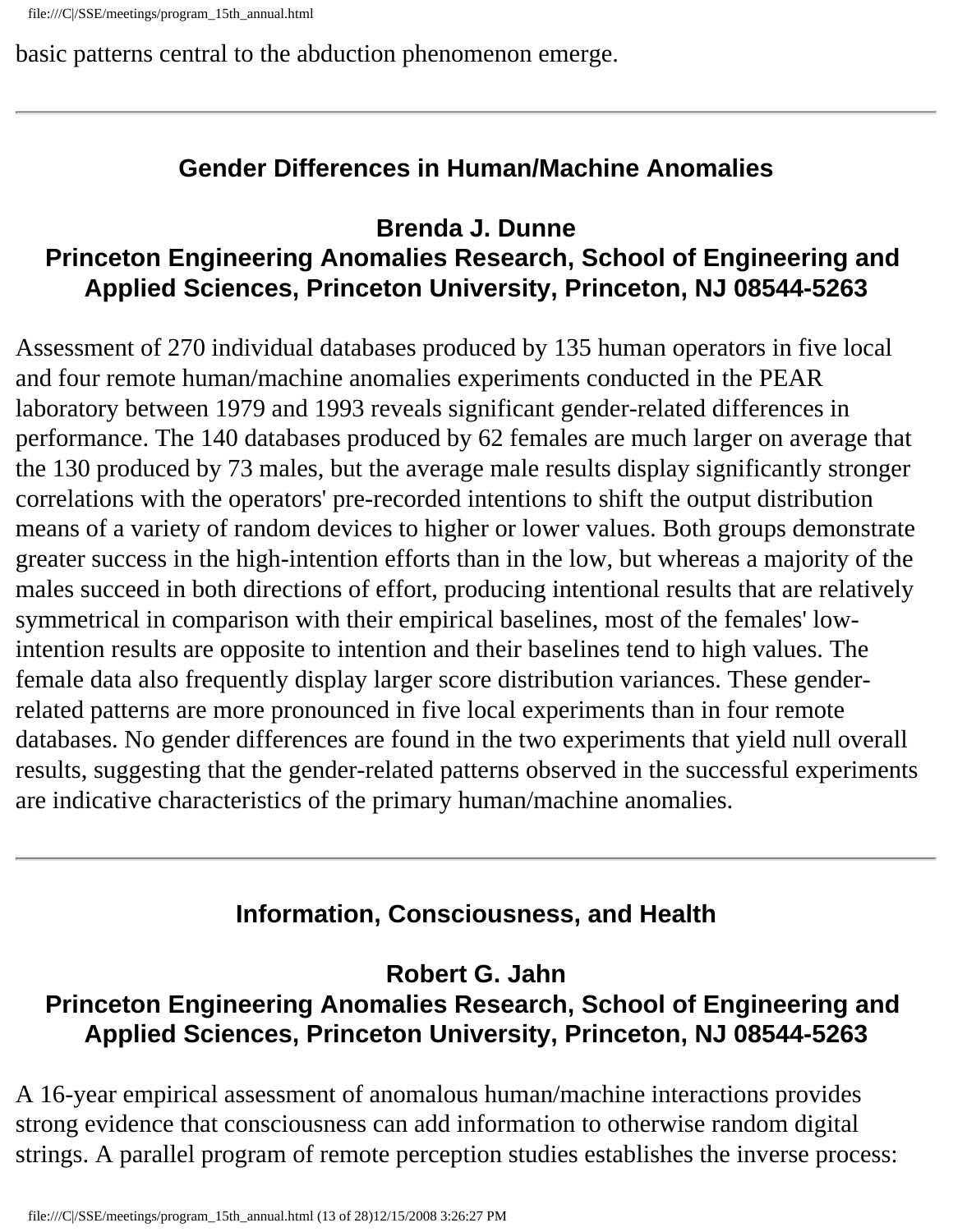basic patterns central to the abduction phenomenon emerge.

---

### Gender Differences in Human/Machine Anomalies

**Brenda J. Dunne**
**Princeton Engineering Anomalies Research, School of Engineering and Applied Sciences, Princeton University, Princeton, NJ 08544-5263**

Assessment of 270 individual databases produced by 135 human operators in five local and four remote human/machine anomalies experiments conducted in the PEAR laboratory between 1979 and 1993 reveals significant gender-related differences in performance. The 140 databases produced by 62 females are much larger on average that the 130 produced by 73 males, but the average male results display significantly stronger correlations with the operators' pre-recorded intentions to shift the output distribution means of a variety of random devices to higher or lower values. Both groups demonstrate greater success in the high-intention efforts than in the low, but whereas a majority of the males succeed in both directions of effort, producing intentional results that are relatively symmetrical in comparison with their empirical baselines, most of the females' low-intention results are opposite to intention and their baselines tend to high values. The female data also frequently display larger score distribution variances. These gender-related patterns are more pronounced in five local experiments than in four remote databases. No gender differences are found in the two experiments that yield null overall results, suggesting that the gender-related patterns observed in the successful experiments are indicative characteristics of the primary human/machine anomalies.

---

### Information, Consciousness, and Health

**Robert G. Jahn**
**Princeton Engineering Anomalies Research, School of Engineering and Applied Sciences, Princeton University, Princeton, NJ 08544-5263**

A 16-year empirical assessment of anomalous human/machine interactions provides strong evidence that consciousness can add information to otherwise random digital strings. A parallel program of remote perception studies establishes the inverse process: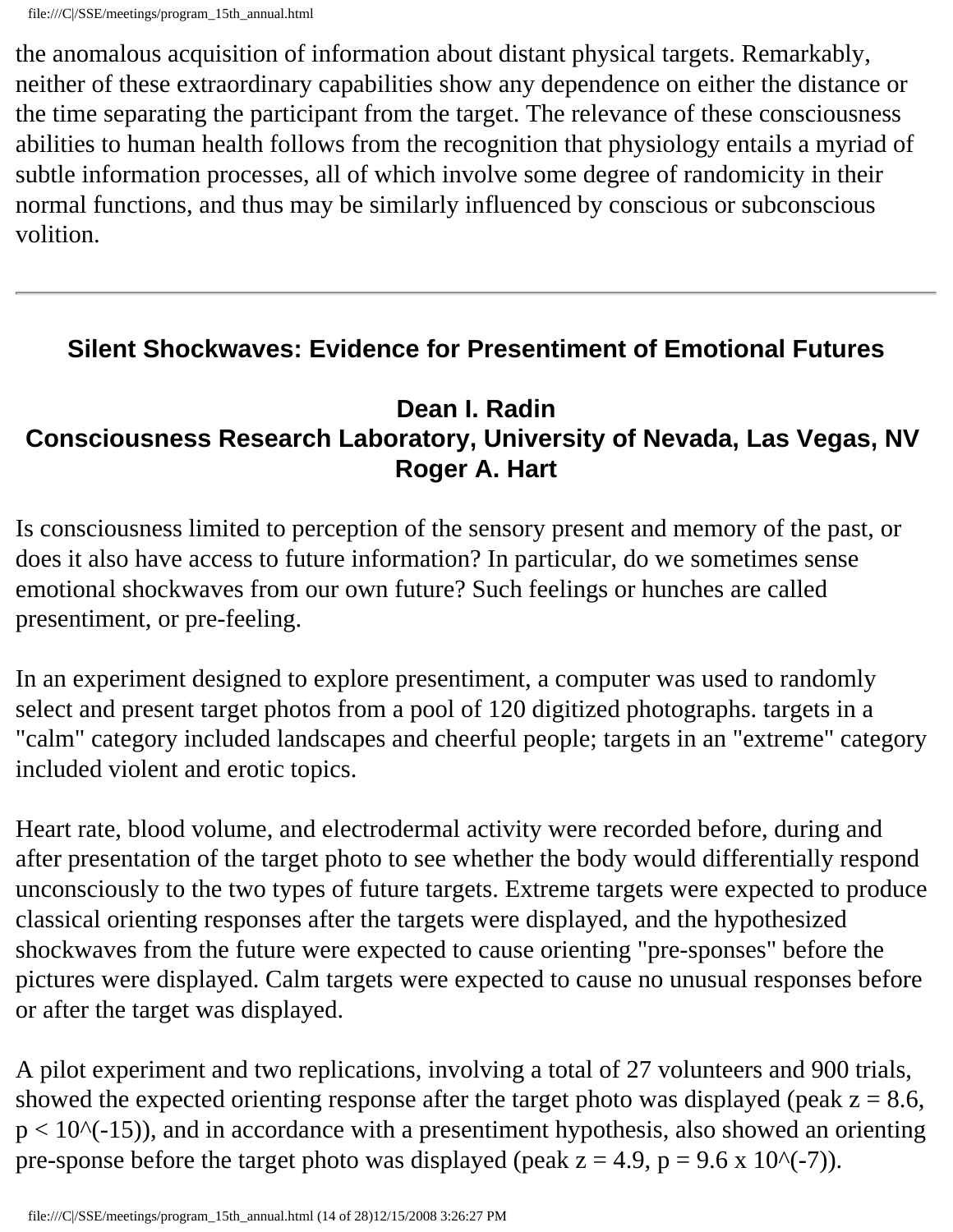the anomalous acquisition of information about distant physical targets. Remarkably, neither of these extraordinary capabilities show any dependence on either the distance or the time separating the participant from the target. The relevance of these consciousness abilities to human health follows from the recognition that physiology entails a myriad of subtle information processes, all of which involve some degree of randomicity in their normal functions, and thus may be similarly influenced by conscious or subconscious volition.

---

### Silent Shockwaves: Evidence for Presentiment of Emotional Futures

**Dean I. Radin**
**Consciousness Research Laboratory, University of Nevada, Las Vegas, NV**
**Roger A. Hart**

Is consciousness limited to perception of the sensory present and memory of the past, or does it also have access to future information? In particular, do we sometimes sense emotional shockwaves from our own future? Such feelings or hunches are called presentiment, or pre-feeling.

In an experiment designed to explore presentiment, a computer was used to randomly select and present target photos from a pool of 120 digitized photographs. targets in a "calm" category included landscapes and cheerful people; targets in an "extreme" category included violent and erotic topics.

Heart rate, blood volume, and electrodermal activity were recorded before, during and after presentation of the target photo to see whether the body would differentially respond unconsciously to the two types of future targets. Extreme targets were expected to produce classical orienting responses after the targets were displayed, and the hypothesized shockwaves from the future were expected to cause orienting "pre-sponses" before the pictures were displayed. Calm targets were expected to cause no unusual responses before or after the target was displayed.

A pilot experiment and two replications, involving a total of 27 volunteers and 900 trials, showed the expected orienting response after the target photo was displayed (peak $z = 8.6$, $p < 10^{-15}$), and in accordance with a presentiment hypothesis, also showed an orienting pre-sponse before the target photo was displayed (peak $z = 4.9$, $p = 9.6 \times 10^{-7}$).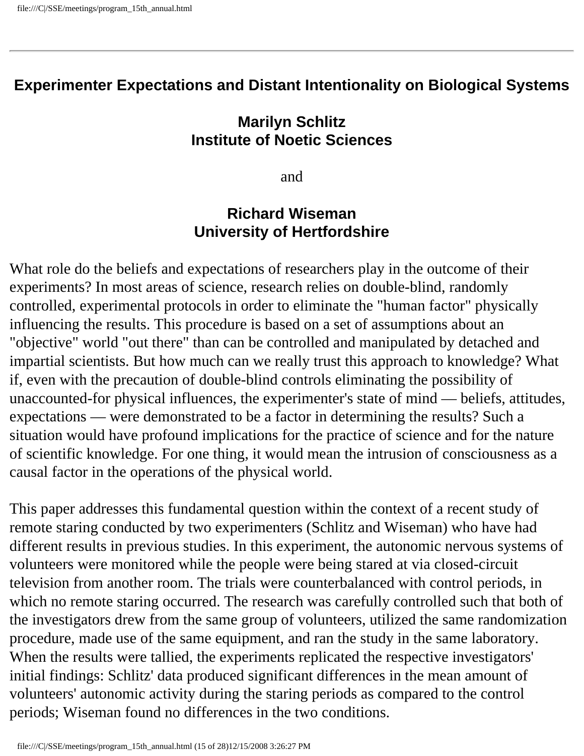## Experimenter Expectations and Distant Intentionality on Biological Systems

**Marilyn Schlitz**
**Institute of Noetic Sciences**

and

**Richard Wiseman**
**University of Hertfordshire**

What role do the beliefs and expectations of researchers play in the outcome of their experiments? In most areas of science, research relies on double-blind, randomly controlled, experimental protocols in order to eliminate the "human factor" physically influencing the results. This procedure is based on a set of assumptions about an "objective" world "out there" than can be controlled and manipulated by detached and impartial scientists. But how much can we really trust this approach to knowledge? What if, even with the precaution of double-blind controls eliminating the possibility of unaccounted-for physical influences, the experimenter's state of mind — beliefs, attitudes, expectations — were demonstrated to be a factor in determining the results? Such a situation would have profound implications for the practice of science and for the nature of scientific knowledge. For one thing, it would mean the intrusion of consciousness as a causal factor in the operations of the physical world.

This paper addresses this fundamental question within the context of a recent study of remote staring conducted by two experimenters (Schlitz and Wiseman) who have had different results in previous studies. In this experiment, the autonomic nervous systems of volunteers were monitored while the people were being stared at via closed-circuit television from another room. The trials were counterbalanced with control periods, in which no remote staring occurred. The research was carefully controlled such that both of the investigators drew from the same group of volunteers, utilized the same randomization procedure, made use of the same equipment, and ran the study in the same laboratory. When the results were tallied, the experiments replicated the respective investigators' initial findings: Schlitz' data produced significant differences in the mean amount of volunteers' autonomic activity during the staring periods as compared to the control periods; Wiseman found no differences in the two conditions.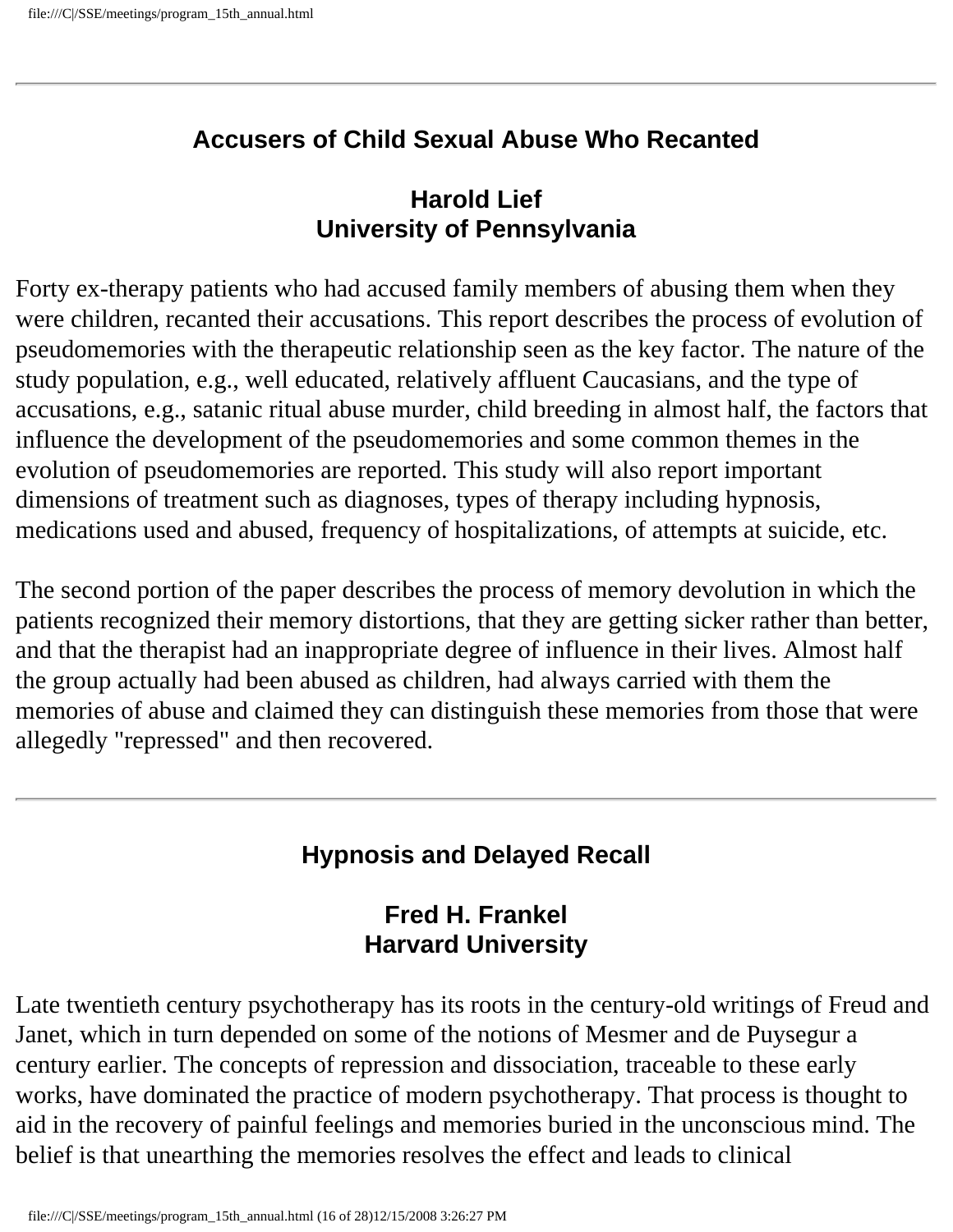## Accusers of Child Sexual Abuse Who Recanted

### Harold Lief
### University of Pennsylvania

Forty ex-therapy patients who had accused family members of abusing them when they were children, recanted their accusations. This report describes the process of evolution of pseudomemories with the therapeutic relationship seen as the key factor. The nature of the study population, e.g., well educated, relatively affluent Caucasians, and the type of accusations, e.g., satanic ritual abuse murder, child breeding in almost half, the factors that influence the development of the pseudomemories and some common themes in the evolution of pseudomemories are reported. This study will also report important dimensions of treatment such as diagnoses, types of therapy including hypnosis, medications used and abused, frequency of hospitalizations, of attempts at suicide, etc.

The second portion of the paper describes the process of memory devolution in which the patients recognized their memory distortions, that they are getting sicker rather than better, and that the therapist had an inappropriate degree of influence in their lives. Almost half the group actually had been abused as children, had always carried with them the memories of abuse and claimed they can distinguish these memories from those that were allegedly "repressed" and then recovered.

---

## Hypnosis and Delayed Recall

### Fred H. Frankel
### Harvard University

Late twentieth century psychotherapy has its roots in the century-old writings of Freud and Janet, which in turn depended on some of the notions of Mesmer and de Puysegur a century earlier. The concepts of repression and dissociation, traceable to these early works, have dominated the practice of modern psychotherapy. That process is thought to aid in the recovery of painful feelings and memories buried in the unconscious mind. The belief is that unearthing the memories resolves the effect and leads to clinical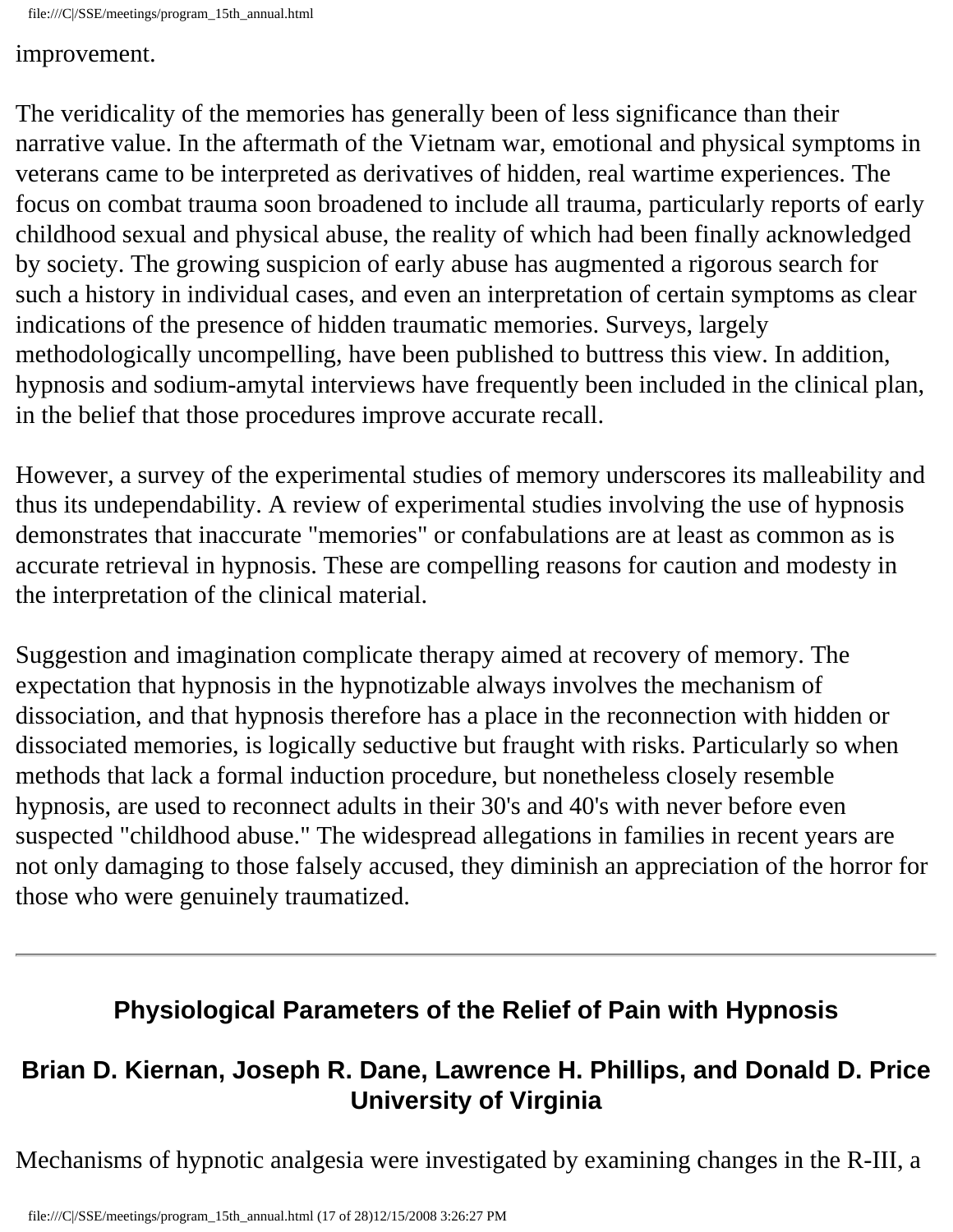improvement.

The veridicality of the memories has generally been of less significance than their narrative value. In the aftermath of the Vietnam war, emotional and physical symptoms in veterans came to be interpreted as derivatives of hidden, real wartime experiences. The focus on combat trauma soon broadened to include all trauma, particularly reports of early childhood sexual and physical abuse, the reality of which had been finally acknowledged by society. The growing suspicion of early abuse has augmented a rigorous search for such a history in individual cases, and even an interpretation of certain symptoms as clear indications of the presence of hidden traumatic memories. Surveys, largely methodologically uncompelling, have been published to buttress this view. In addition, hypnosis and sodium-amytal interviews have frequently been included in the clinical plan, in the belief that those procedures improve accurate recall.

However, a survey of the experimental studies of memory underscores its malleability and thus its undependability. A review of experimental studies involving the use of hypnosis demonstrates that inaccurate "memories" or confabulations are at least as common as is accurate retrieval in hypnosis. These are compelling reasons for caution and modesty in the interpretation of the clinical material.

Suggestion and imagination complicate therapy aimed at recovery of memory. The expectation that hypnosis in the hypnotizable always involves the mechanism of dissociation, and that hypnosis therefore has a place in the reconnection with hidden or dissociated memories, is logically seductive but fraught with risks. Particularly so when methods that lack a formal induction procedure, but nonetheless closely resemble hypnosis, are used to reconnect adults in their 30's and 40's with never before even suspected "childhood abuse." The widespread allegations in families in recent years are not only damaging to those falsely accused, they diminish an appreciation of the horror for those who were genuinely traumatized.

---

### Physiological Parameters of the Relief of Pain with Hypnosis

### Brian D. Kiernan, Joseph R. Dane, Lawrence H. Phillips, and Donald D. Price University of Virginia

Mechanisms of hypnotic analgesia were investigated by examining changes in the R-III, a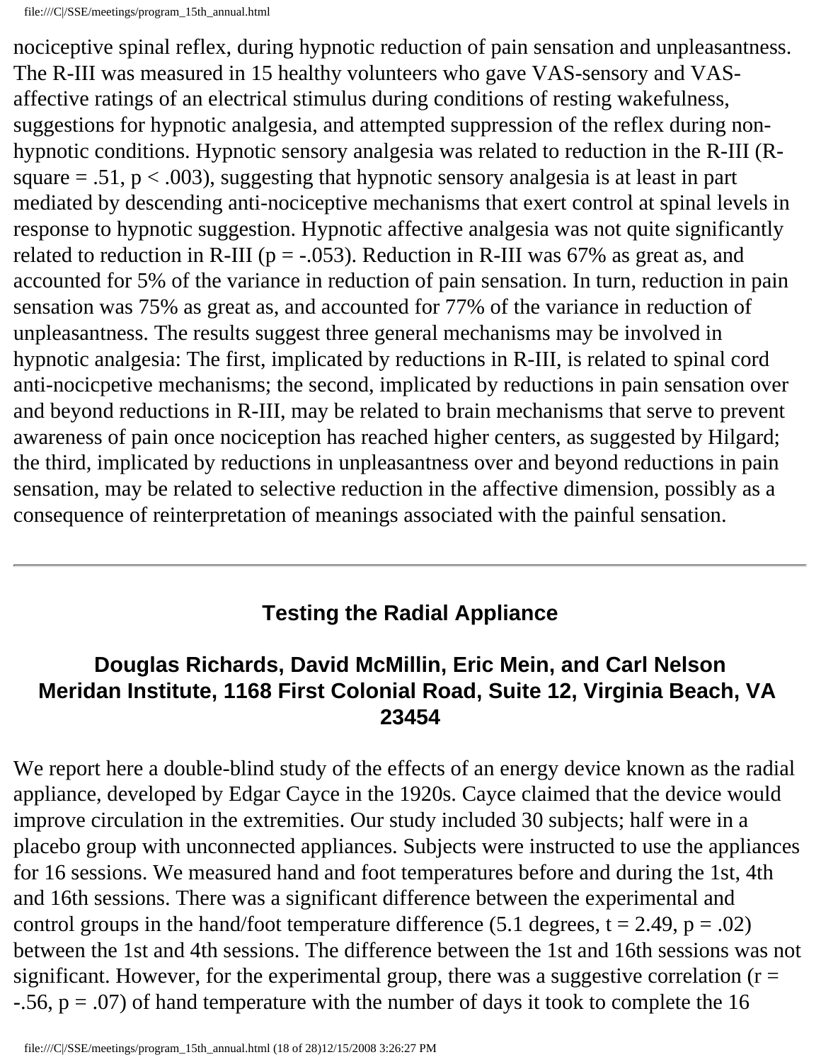nociceptive spinal reflex, during hypnotic reduction of pain sensation and unpleasantness. The R-III was measured in 15 healthy volunteers who gave VAS-sensory and VAS-affective ratings of an electrical stimulus during conditions of resting wakefulness, suggestions for hypnotic analgesia, and attempted suppression of the reflex during non-hypnotic conditions. Hypnotic sensory analgesia was related to reduction in the R-III (R-square = .51, $p < .003$), suggesting that hypnotic sensory analgesia is at least in part mediated by descending anti-nociceptive mechanisms that exert control at spinal levels in response to hypnotic suggestion. Hypnotic affective analgesia was not quite significantly related to reduction in R-III ($p = -.053$). Reduction in R-III was 67% as great as, and accounted for 5% of the variance in reduction of pain sensation. In turn, reduction in pain sensation was 75% as great as, and accounted for 77% of the variance in reduction of unpleasantness. The results suggest three general mechanisms may be involved in hypnotic analgesia: The first, implicated by reductions in R-III, is related to spinal cord anti-nocicpetive mechanisms; the second, implicated by reductions in pain sensation over and beyond reductions in R-III, may be related to brain mechanisms that serve to prevent awareness of pain once nociception has reached higher centers, as suggested by Hilgard; the third, implicated by reductions in unpleasantness over and beyond reductions in pain sensation, may be related to selective reduction in the affective dimension, possibly as a consequence of reinterpretation of meanings associated with the painful sensation.

---

## Testing the Radial Appliance

### Douglas Richards, David McMillin, Eric Mein, and Carl Nelson
### Meridan Institute, 1168 First Colonial Road, Suite 12, Virginia Beach, VA 23454

We report here a double-blind study of the effects of an energy device known as the radial appliance, developed by Edgar Cayce in the 1920s. Cayce claimed that the device would improve circulation in the extremities. Our study included 30 subjects; half were in a placebo group with unconnected appliances. Subjects were instructed to use the appliances for 16 sessions. We measured hand and foot temperatures before and during the 1st, 4th and 16th sessions. There was a significant difference between the experimental and control groups in the hand/foot temperature difference (5.1 degrees, $t = 2.49$, $p = .02$) between the 1st and 4th sessions. The difference between the 1st and 16th sessions was not significant. However, for the experimental group, there was a suggestive correlation ($r = -.56$, $p = .07$) of hand temperature with the number of days it took to complete the 16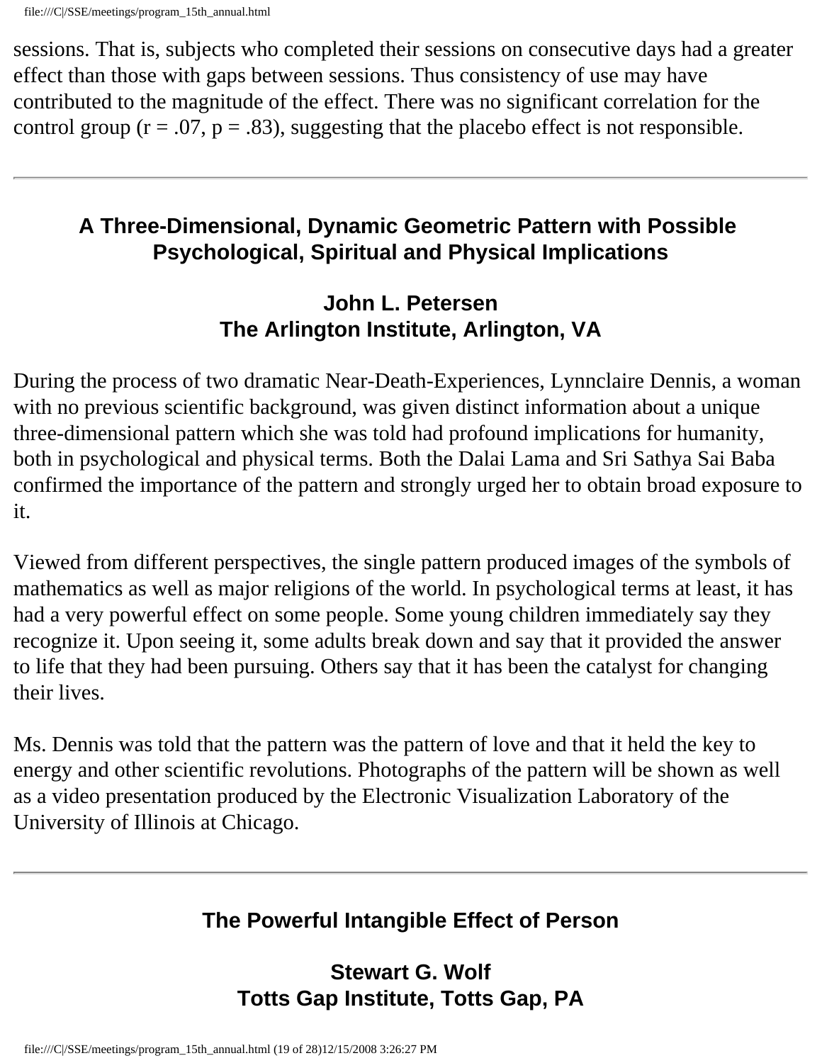sessions. That is, subjects who completed their sessions on consecutive days had a greater effect than those with gaps between sessions. Thus consistency of use may have contributed to the magnitude of the effect. There was no significant correlation for the control group ($r = .07$, $p = .83$), suggesting that the placebo effect is not responsible.

---

## A Three-Dimensional, Dynamic Geometric Pattern with Possible Psychological, Spiritual and Physical Implications

### John L. Petersen
### The Arlington Institute, Arlington, VA

During the process of two dramatic Near-Death-Experiences, Lynnclaire Dennis, a woman with no previous scientific background, was given distinct information about a unique three-dimensional pattern which she was told had profound implications for humanity, both in psychological and physical terms. Both the Dalai Lama and Sri Sathya Sai Baba confirmed the importance of the pattern and strongly urged her to obtain broad exposure to it.

Viewed from different perspectives, the single pattern produced images of the symbols of mathematics as well as major religions of the world. In psychological terms at least, it has had a very powerful effect on some people. Some young children immediately say they recognize it. Upon seeing it, some adults break down and say that it provided the answer to life that they had been pursuing. Others say that it has been the catalyst for changing their lives.

Ms. Dennis was told that the pattern was the pattern of love and that it held the key to energy and other scientific revolutions. Photographs of the pattern will be shown as well as a video presentation produced by the Electronic Visualization Laboratory of the University of Illinois at Chicago.

---

## The Powerful Intangible Effect of Person

### Stewart G. Wolf
### Totts Gap Institute, Totts Gap, PA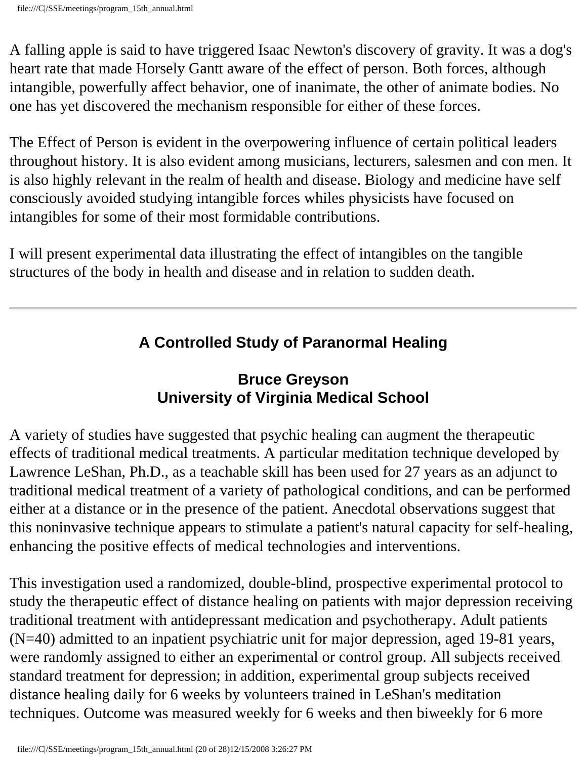A falling apple is said to have triggered Isaac Newton's discovery of gravity. It was a dog's heart rate that made Horsely Gantt aware of the effect of person. Both forces, although intangible, powerfully affect behavior, one of inanimate, the other of animate bodies. No one has yet discovered the mechanism responsible for either of these forces.

The Effect of Person is evident in the overpowering influence of certain political leaders throughout history. It is also evident among musicians, lecturers, salesmen and con men. It is also highly relevant in the realm of health and disease. Biology and medicine have self consciously avoided studying intangible forces whiles physicists have focused on intangibles for some of their most formidable contributions.

I will present experimental data illustrating the effect of intangibles on the tangible structures of the body in health and disease and in relation to sudden death.

---

## A Controlled Study of Paranormal Healing

### Bruce Greyson
### University of Virginia Medical School

A variety of studies have suggested that psychic healing can augment the therapeutic effects of traditional medical treatments. A particular meditation technique developed by Lawrence LeShan, Ph.D., as a teachable skill has been used for 27 years as an adjunct to traditional medical treatment of a variety of pathological conditions, and can be performed either at a distance or in the presence of the patient. Anecdotal observations suggest that this noninvasive technique appears to stimulate a patient's natural capacity for self-healing, enhancing the positive effects of medical technologies and interventions.

This investigation used a randomized, double-blind, prospective experimental protocol to study the therapeutic effect of distance healing on patients with major depression receiving traditional treatment with antidepressant medication and psychotherapy. Adult patients (N=40) admitted to an inpatient psychiatric unit for major depression, aged 19-81 years, were randomly assigned to either an experimental or control group. All subjects received standard treatment for depression; in addition, experimental group subjects received distance healing daily for 6 weeks by volunteers trained in LeShan's meditation techniques. Outcome was measured weekly for 6 weeks and then biweekly for 6 more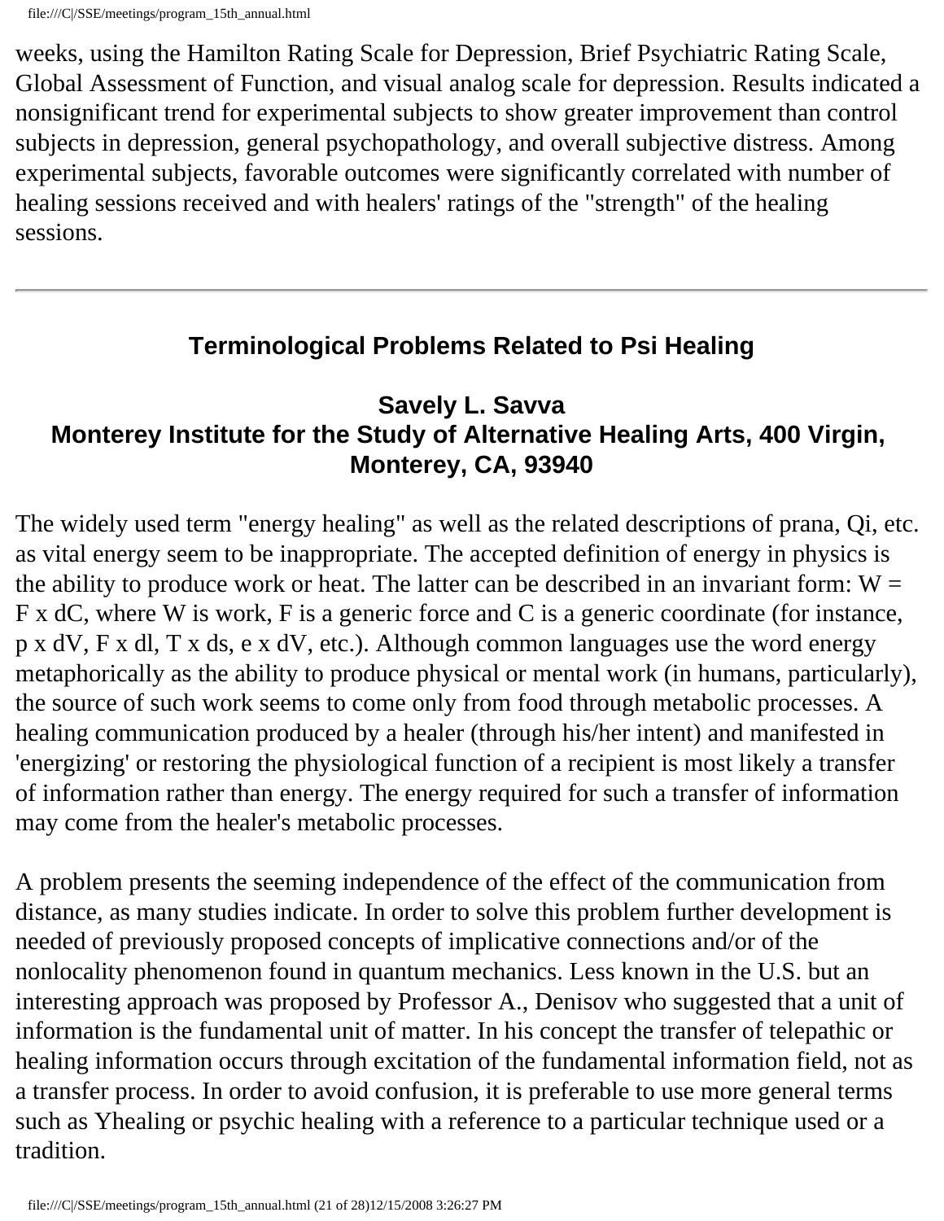weeks, using the Hamilton Rating Scale for Depression, Brief Psychiatric Rating Scale, Global Assessment of Function, and visual analog scale for depression. Results indicated a nonsignificant trend for experimental subjects to show greater improvement than control subjects in depression, general psychopathology, and overall subjective distress. Among experimental subjects, favorable outcomes were significantly correlated with number of healing sessions received and with healers' ratings of the "strength" of the healing sessions.

---

## Terminological Problems Related to Psi Healing

### Savely L. Savva
### Monterey Institute for the Study of Alternative Healing Arts, 400 Virgin, Monterey, CA, 93940

The widely used term "energy healing" as well as the related descriptions of prana, Qi, etc. as vital energy seem to be inappropriate. The accepted definition of energy in physics is the ability to produce work or heat. The latter can be described in an invariant form: $W = F \times dC$, where W is work, F is a generic force and C is a generic coordinate (for instance, $p \times dV$, $F \times dl$, $T \times ds$, $e \times dV$, etc.). Although common languages use the word energy metaphorically as the ability to produce physical or mental work (in humans, particularly), the source of such work seems to come only from food through metabolic processes. A healing communication produced by a healer (through his/her intent) and manifested in 'energizing' or restoring the physiological function of a recipient is most likely a transfer of information rather than energy. The energy required for such a transfer of information may come from the healer's metabolic processes.

A problem presents the seeming independence of the effect of the communication from distance, as many studies indicate. In order to solve this problem further development is needed of previously proposed concepts of implicative connections and/or of the nonlocality phenomenon found in quantum mechanics. Less known in the U.S. but an interesting approach was proposed by Professor A., Denisov who suggested that a unit of information is the fundamental unit of matter. In his concept the transfer of telepathic or healing information occurs through excitation of the fundamental information field, not as a transfer process. In order to avoid confusion, it is preferable to use more general terms such as Yhealing or psychic healing with a reference to a particular technique used or a tradition.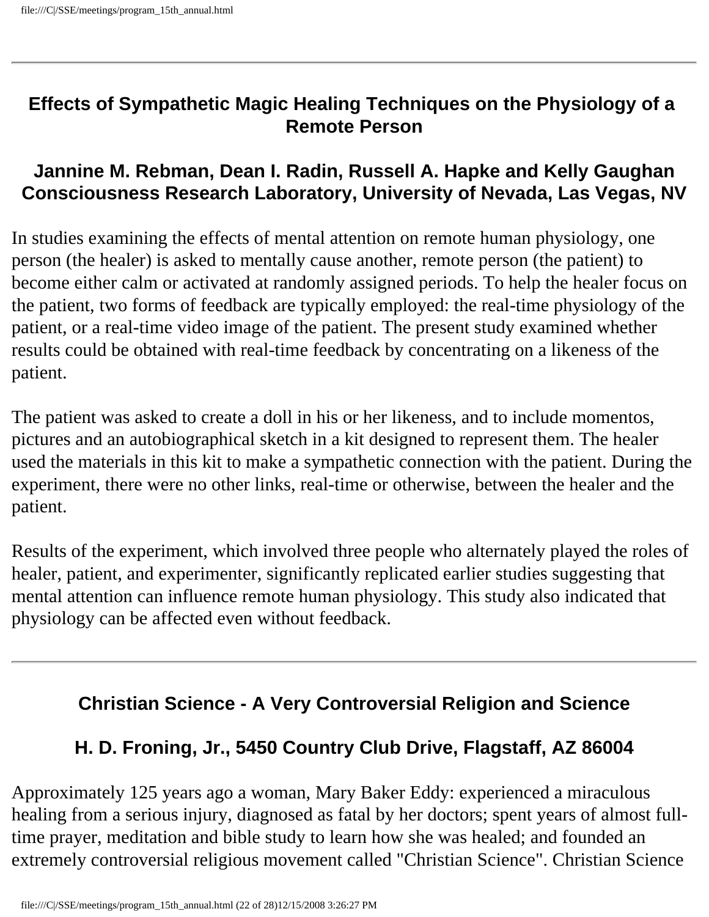---

### Effects of Sympathetic Magic Healing Techniques on the Physiology of a Remote Person

#### Jannine M. Rebman, Dean I. Radin, Russell A. Hapke and Kelly Gaughan
#### Consciousness Research Laboratory, University of Nevada, Las Vegas, NV

In studies examining the effects of mental attention on remote human physiology, one person (the healer) is asked to mentally cause another, remote person (the patient) to become either calm or activated at randomly assigned periods. To help the healer focus on the patient, two forms of feedback are typically employed: the real-time physiology of the patient, or a real-time video image of the patient. The present study examined whether results could be obtained with real-time feedback by concentrating on a likeness of the patient.

The patient was asked to create a doll in his or her likeness, and to include momentos, pictures and an autobiographical sketch in a kit designed to represent them. The healer used the materials in this kit to make a sympathetic connection with the patient. During the experiment, there were no other links, real-time or otherwise, between the healer and the patient.

Results of the experiment, which involved three people who alternately played the roles of healer, patient, and experimenter, significantly replicated earlier studies suggesting that mental attention can influence remote human physiology. This study also indicated that physiology can be affected even without feedback.

---

### Christian Science - A Very Controversial Religion and Science

#### H. D. Froning, Jr., 5450 Country Club Drive, Flagstaff, AZ 86004

Approximately 125 years ago a woman, Mary Baker Eddy: experienced a miraculous healing from a serious injury, diagnosed as fatal by her doctors; spent years of almost full-time prayer, meditation and bible study to learn how she was healed; and founded an extremely controversial religious movement called "Christian Science". Christian Science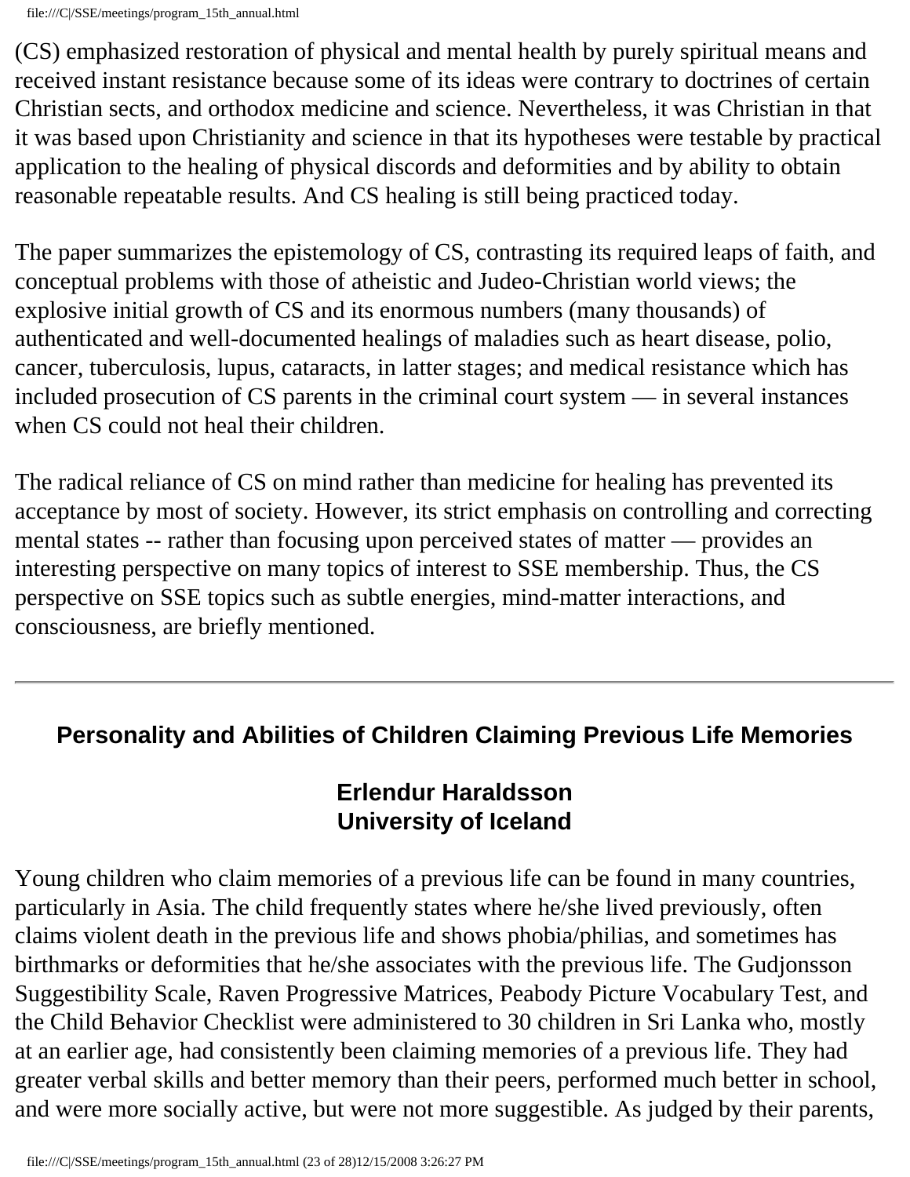(CS) emphasized restoration of physical and mental health by purely spiritual means and received instant resistance because some of its ideas were contrary to doctrines of certain Christian sects, and orthodox medicine and science. Nevertheless, it was Christian in that it was based upon Christianity and science in that its hypotheses were testable by practical application to the healing of physical discords and deformities and by ability to obtain reasonable repeatable results. And CS healing is still being practiced today.

The paper summarizes the epistemology of CS, contrasting its required leaps of faith, and conceptual problems with those of atheistic and Judeo-Christian world views; the explosive initial growth of CS and its enormous numbers (many thousands) of authenticated and well-documented healings of maladies such as heart disease, polio, cancer, tuberculosis, lupus, cataracts, in latter stages; and medical resistance which has included prosecution of CS parents in the criminal court system — in several instances when CS could not heal their children.

The radical reliance of CS on mind rather than medicine for healing has prevented its acceptance by most of society. However, its strict emphasis on controlling and correcting mental states -- rather than focusing upon perceived states of matter — provides an interesting perspective on many topics of interest to SSE membership. Thus, the CS perspective on SSE topics such as subtle energies, mind-matter interactions, and consciousness, are briefly mentioned.

---

## Personality and Abilities of Children Claiming Previous Life Memories

**Erlendur Haraldsson**
**University of Iceland**

Young children who claim memories of a previous life can be found in many countries, particularly in Asia. The child frequently states where he/she lived previously, often claims violent death in the previous life and shows phobia/philias, and sometimes has birthmarks or deformities that he/she associates with the previous life. The Gudjonsson Suggestibility Scale, Raven Progressive Matrices, Peabody Picture Vocabulary Test, and the Child Behavior Checklist were administered to 30 children in Sri Lanka who, mostly at an earlier age, had consistently been claiming memories of a previous life. They had greater verbal skills and better memory than their peers, performed much better in school, and were more socially active, but were not more suggestible. As judged by their parents,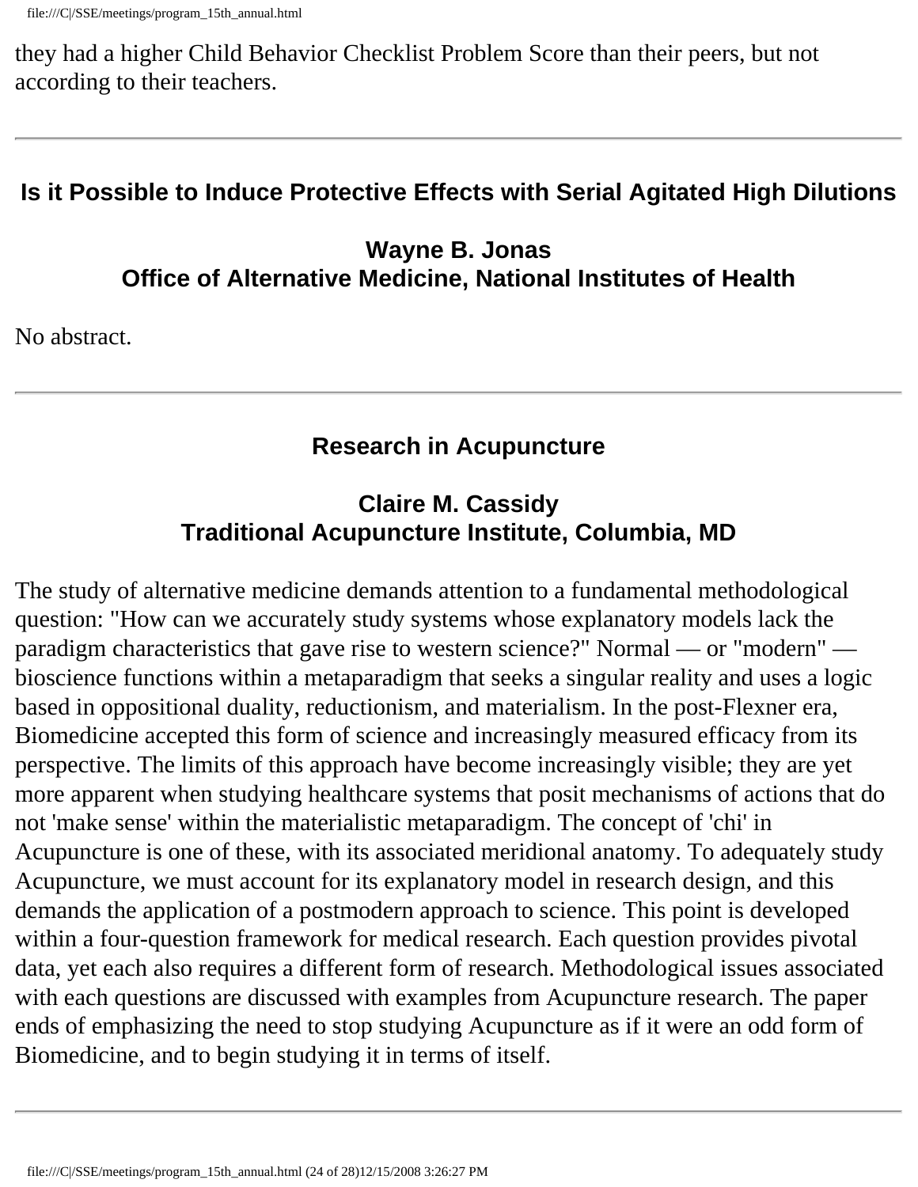they had a higher Child Behavior Checklist Problem Score than their peers, but not according to their teachers.

---

## Is it Possible to Induce Protective Effects with Serial Agitated High Dilutions

### Wayne B. Jonas
### Office of Alternative Medicine, National Institutes of Health

No abstract.

---

## Research in Acupuncture

### Claire M. Cassidy
### Traditional Acupuncture Institute, Columbia, MD

The study of alternative medicine demands attention to a fundamental methodological question: "How can we accurately study systems whose explanatory models lack the paradigm characteristics that gave rise to western science?" Normal — or "modern" — bioscience functions within a metaparadigm that seeks a singular reality and uses a logic based in oppositional duality, reductionism, and materialism. In the post-Flexner era, Biomedicine accepted this form of science and increasingly measured efficacy from its perspective. The limits of this approach have become increasingly visible; they are yet more apparent when studying healthcare systems that posit mechanisms of actions that do not 'make sense' within the materialistic metaparadigm. The concept of 'chi' in Acupuncture is one of these, with its associated meridional anatomy. To adequately study Acupuncture, we must account for its explanatory model in research design, and this demands the application of a postmodern approach to science. This point is developed within a four-question framework for medical research. Each question provides pivotal data, yet each also requires a different form of research. Methodological issues associated with each questions are discussed with examples from Acupuncture research. The paper ends of emphasizing the need to stop studying Acupuncture as if it were an odd form of Biomedicine, and to begin studying it in terms of itself.

---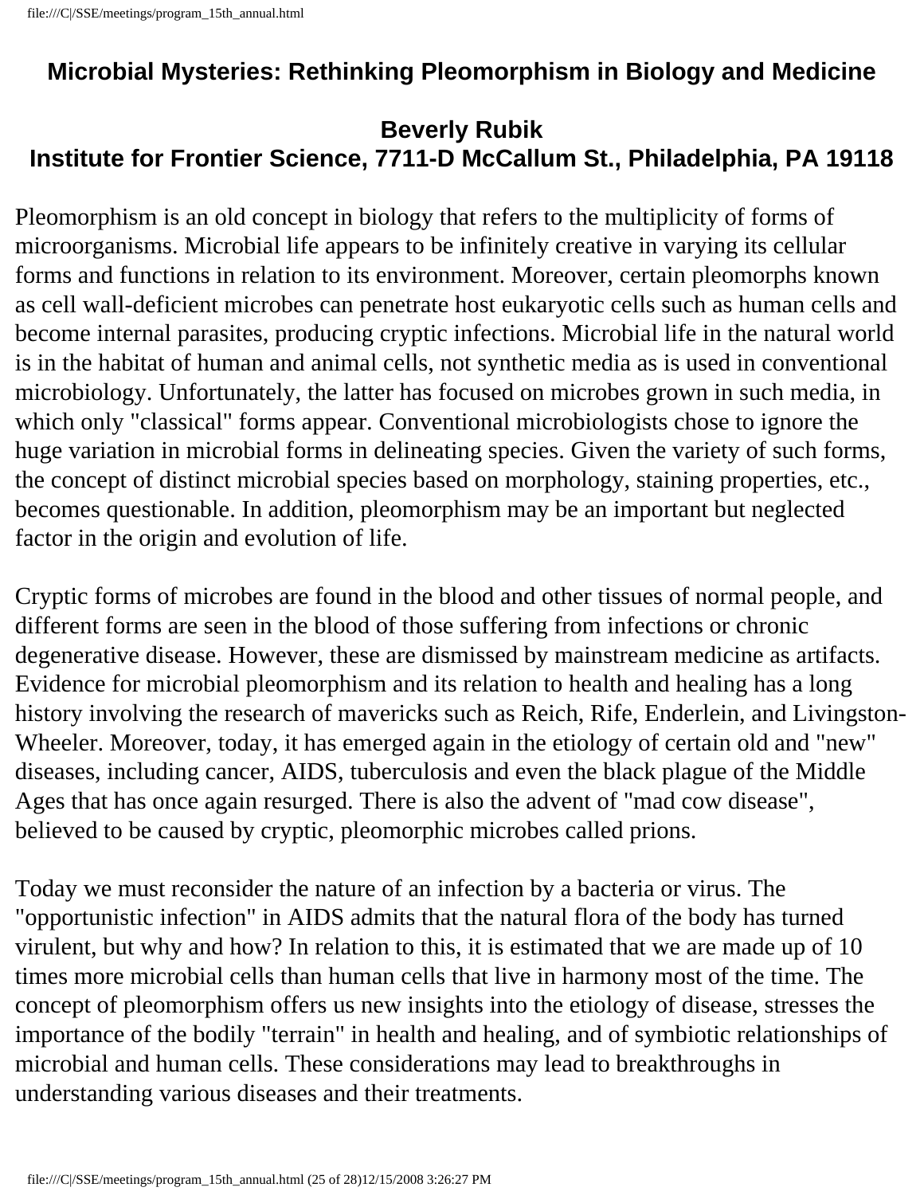## Microbial Mysteries: Rethinking Pleomorphism in Biology and Medicine

**Beverly Rubik**
**Institute for Frontier Science, 7711-D McCallum St., Philadelphia, PA 19118**

Pleomorphism is an old concept in biology that refers to the multiplicity of forms of microorganisms. Microbial life appears to be infinitely creative in varying its cellular forms and functions in relation to its environment. Moreover, certain pleomorphs known as cell wall-deficient microbes can penetrate host eukaryotic cells such as human cells and become internal parasites, producing cryptic infections. Microbial life in the natural world is in the habitat of human and animal cells, not synthetic media as is used in conventional microbiology. Unfortunately, the latter has focused on microbes grown in such media, in which only "classical" forms appear. Conventional microbiologists chose to ignore the huge variation in microbial forms in delineating species. Given the variety of such forms, the concept of distinct microbial species based on morphology, staining properties, etc., becomes questionable. In addition, pleomorphism may be an important but neglected factor in the origin and evolution of life.

Cryptic forms of microbes are found in the blood and other tissues of normal people, and different forms are seen in the blood of those suffering from infections or chronic degenerative disease. However, these are dismissed by mainstream medicine as artifacts. Evidence for microbial pleomorphism and its relation to health and healing has a long history involving the research of mavericks such as Reich, Rife, Enderlein, and Livingston-Wheeler. Moreover, today, it has emerged again in the etiology of certain old and "new" diseases, including cancer, AIDS, tuberculosis and even the black plague of the Middle Ages that has once again resurged. There is also the advent of "mad cow disease", believed to be caused by cryptic, pleomorphic microbes called prions.

Today we must reconsider the nature of an infection by a bacteria or virus. The "opportunistic infection" in AIDS admits that the natural flora of the body has turned virulent, but why and how? In relation to this, it is estimated that we are made up of 10 times more microbial cells than human cells that live in harmony most of the time. The concept of pleomorphism offers us new insights into the etiology of disease, stresses the importance of the bodily "terrain" in health and healing, and of symbiotic relationships of microbial and human cells. These considerations may lead to breakthroughs in understanding various diseases and their treatments.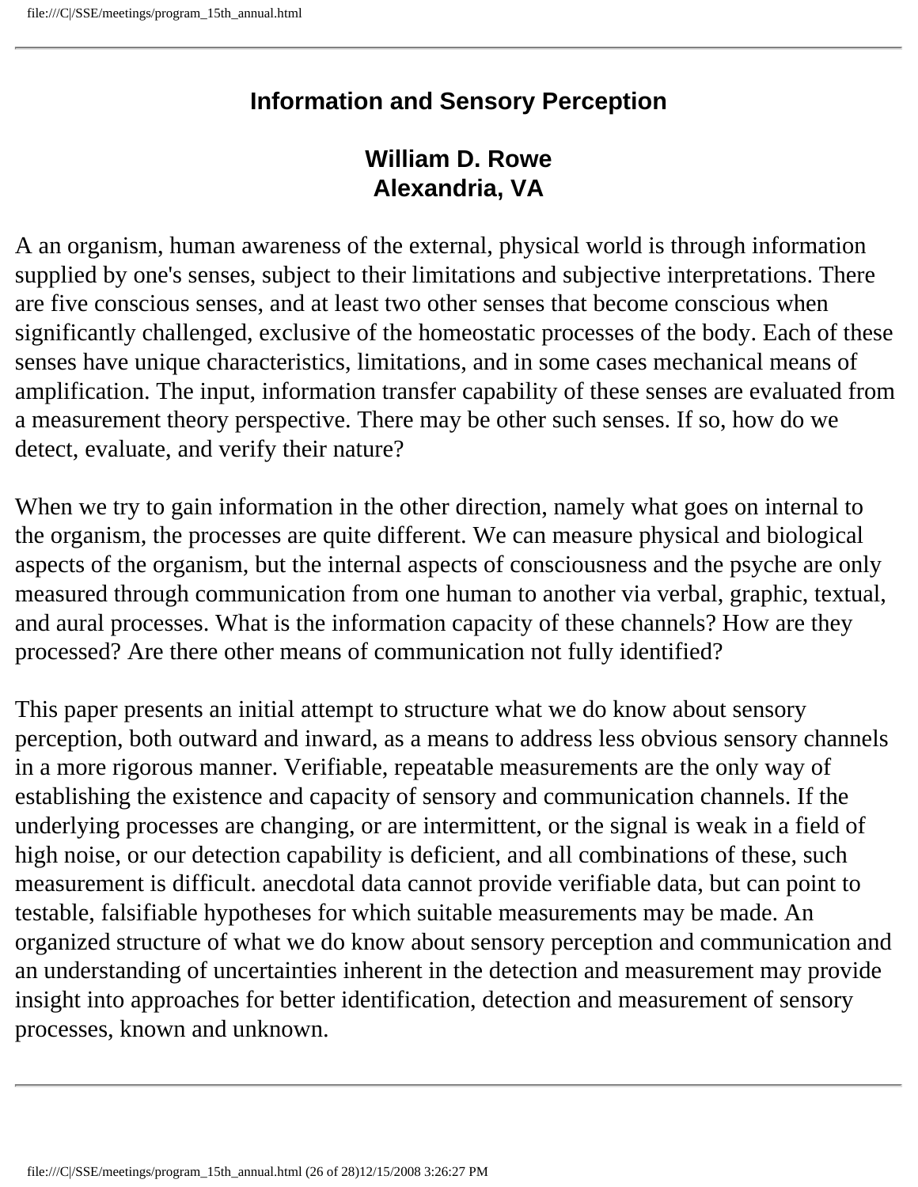## Information and Sensory Perception

### William D. Rowe
### Alexandria, VA

A an organism, human awareness of the external, physical world is through information supplied by one's senses, subject to their limitations and subjective interpretations. There are five conscious senses, and at least two other senses that become conscious when significantly challenged, exclusive of the homeostatic processes of the body. Each of these senses have unique characteristics, limitations, and in some cases mechanical means of amplification. The input, information transfer capability of these senses are evaluated from a measurement theory perspective. There may be other such senses. If so, how do we detect, evaluate, and verify their nature?

When we try to gain information in the other direction, namely what goes on internal to the organism, the processes are quite different. We can measure physical and biological aspects of the organism, but the internal aspects of consciousness and the psyche are only measured through communication from one human to another via verbal, graphic, textual, and aural processes. What is the information capacity of these channels? How are they processed? Are there other means of communication not fully identified?

This paper presents an initial attempt to structure what we do know about sensory perception, both outward and inward, as a means to address less obvious sensory channels in a more rigorous manner. Verifiable, repeatable measurements are the only way of establishing the existence and capacity of sensory and communication channels. If the underlying processes are changing, or are intermittent, or the signal is weak in a field of high noise, or our detection capability is deficient, and all combinations of these, such measurement is difficult. anecdotal data cannot provide verifiable data, but can point to testable, falsifiable hypotheses for which suitable measurements may be made. An organized structure of what we do know about sensory perception and communication and an understanding of uncertainties inherent in the detection and measurement may provide insight into approaches for better identification, detection and measurement of sensory processes, known and unknown.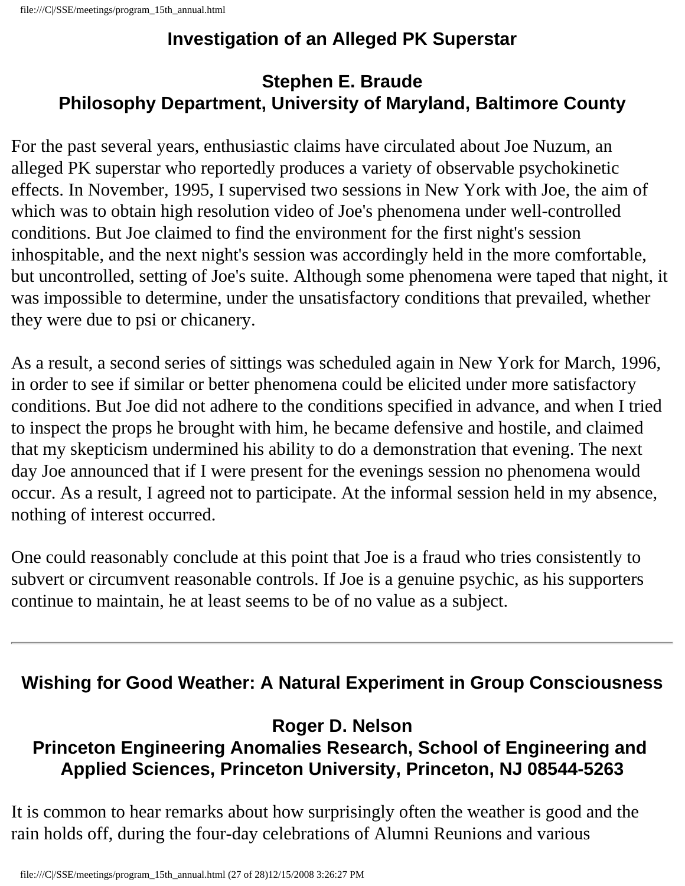## Investigation of an Alleged PK Superstar

### Stephen E. Braude
### Philosophy Department, University of Maryland, Baltimore County

For the past several years, enthusiastic claims have circulated about Joe Nuzum, an alleged PK superstar who reportedly produces a variety of observable psychokinetic effects. In November, 1995, I supervised two sessions in New York with Joe, the aim of which was to obtain high resolution video of Joe's phenomena under well-controlled conditions. But Joe claimed to find the environment for the first night's session inhospitable, and the next night's session was accordingly held in the more comfortable, but uncontrolled, setting of Joe's suite. Although some phenomena were taped that night, it was impossible to determine, under the unsatisfactory conditions that prevailed, whether they were due to psi or chicanery.

As a result, a second series of sittings was scheduled again in New York for March, 1996, in order to see if similar or better phenomena could be elicited under more satisfactory conditions. But Joe did not adhere to the conditions specified in advance, and when I tried to inspect the props he brought with him, he became defensive and hostile, and claimed that my skepticism undermined his ability to do a demonstration that evening. The next day Joe announced that if I were present for the evenings session no phenomena would occur. As a result, I agreed not to participate. At the informal session held in my absence, nothing of interest occurred.

One could reasonably conclude at this point that Joe is a fraud who tries consistently to subvert or circumvent reasonable controls. If Joe is a genuine psychic, as his supporters continue to maintain, he at least seems to be of no value as a subject.

---

## Wishing for Good Weather: A Natural Experiment in Group Consciousness

### Roger D. Nelson
### Princeton Engineering Anomalies Research, School of Engineering and Applied Sciences, Princeton University, Princeton, NJ 08544-5263

It is common to hear remarks about how surprisingly often the weather is good and the rain holds off, during the four-day celebrations of Alumni Reunions and various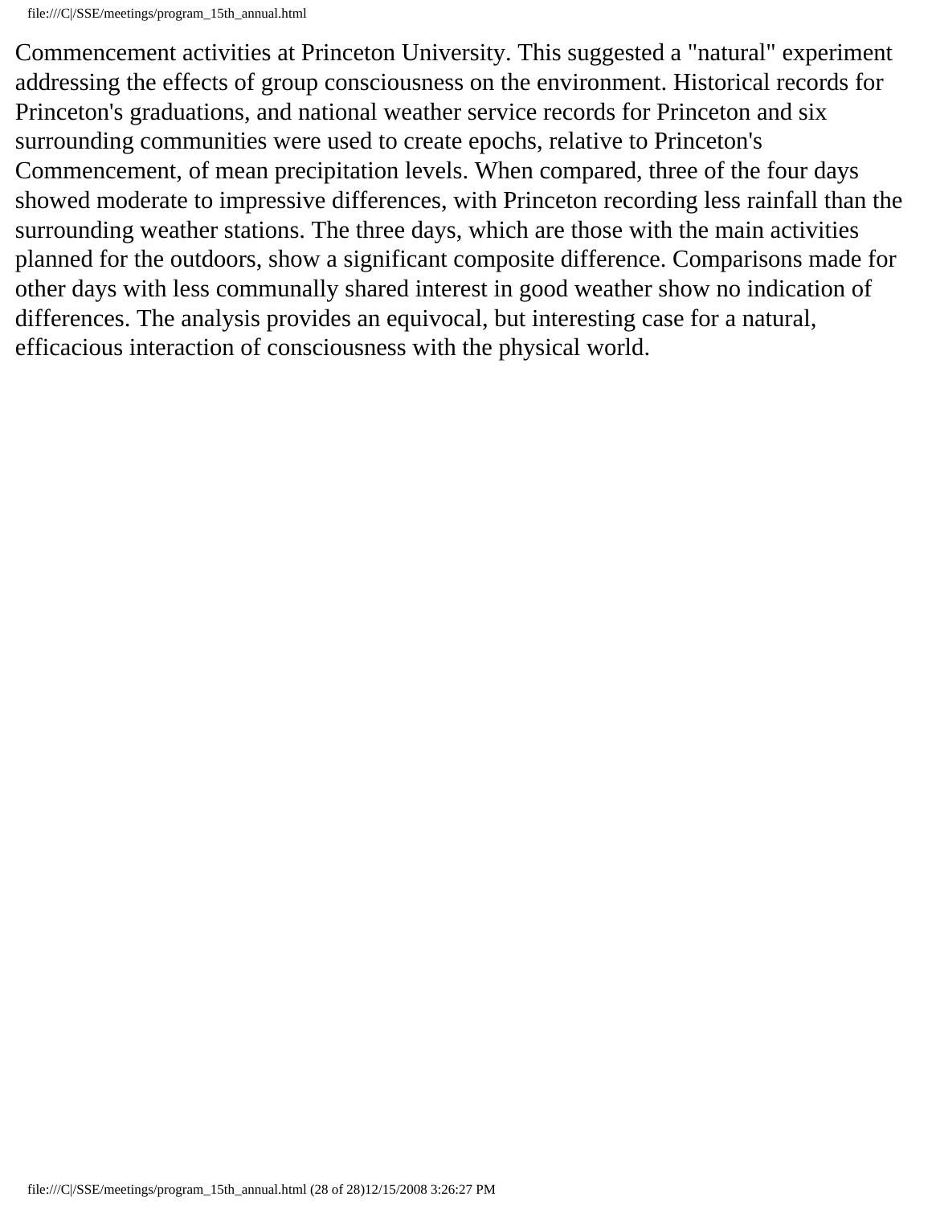Commencement activities at Princeton University. This suggested a "natural" experiment addressing the effects of group consciousness on the environment. Historical records for Princeton's graduations, and national weather service records for Princeton and six surrounding communities were used to create epochs, relative to Princeton's Commencement, of mean precipitation levels. When compared, three of the four days showed moderate to impressive differences, with Princeton recording less rainfall than the surrounding weather stations. The three days, which are those with the main activities planned for the outdoors, show a significant composite difference. Comparisons made for other days with less communally shared interest in good weather show no indication of differences. The analysis provides an equivocal, but interesting case for a natural, efficacious interaction of consciousness with the physical world.